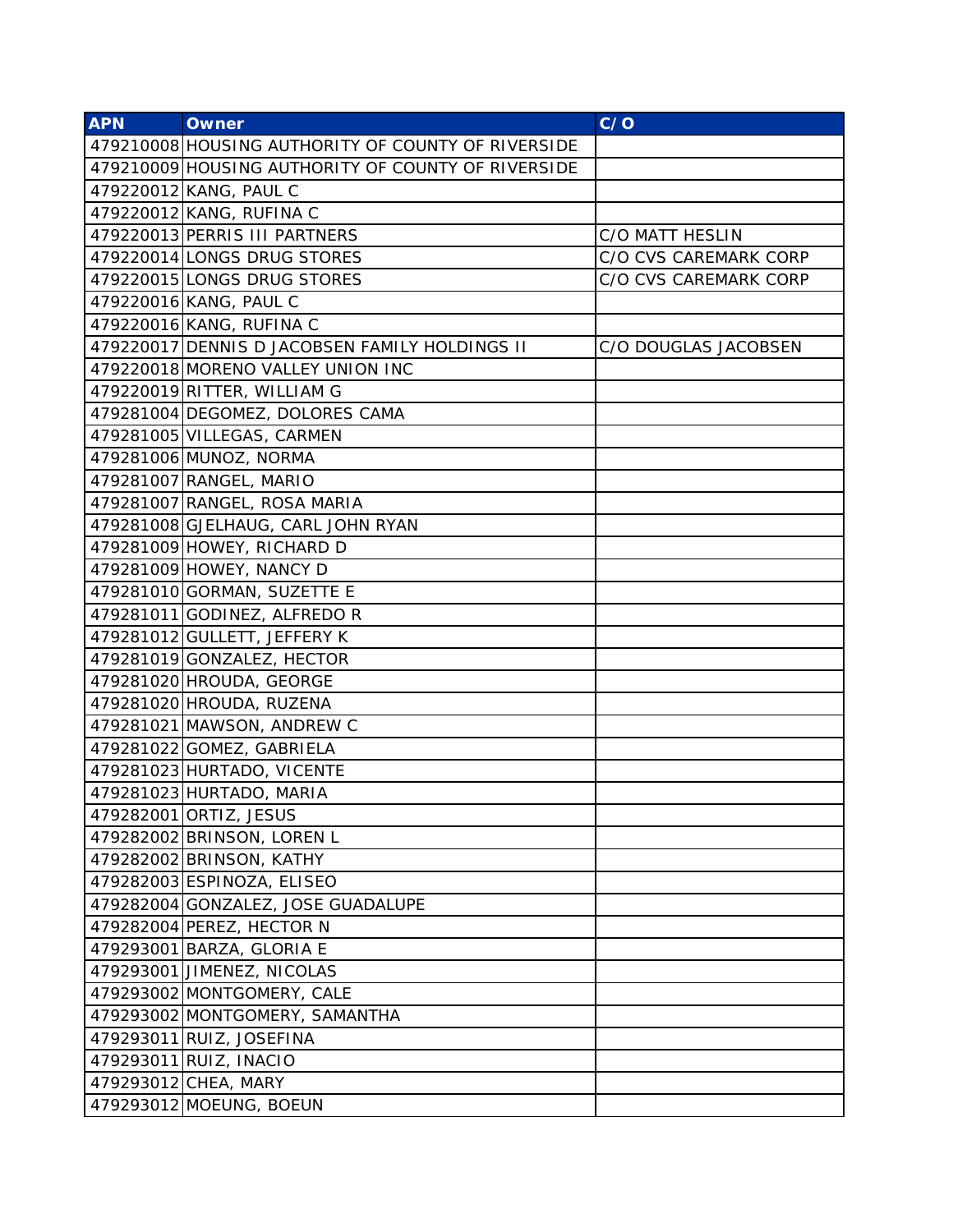| APN | Owner | C/O |
| --- | --- | --- |
| 479210008 | HOUSING AUTHORITY OF COUNTY OF RIVERSIDE | |
| 479210009 | HOUSING AUTHORITY OF COUNTY OF RIVERSIDE | |
| 479220012 | KANG, PAUL C | |
| 479220012 | KANG, RUFINA C | |
| 479220013 | PERRIS III PARTNERS | C/O MATT HESLIN |
| 479220014 | LONGS DRUG STORES | C/O CVS CAREMARK CORP |
| 479220015 | LONGS DRUG STORES | C/O CVS CAREMARK CORP |
| 479220016 | KANG, PAUL C | |
| 479220016 | KANG, RUFINA C | |
| 479220017 | DENNIS D JACOBSEN FAMILY HOLDINGS II | C/O DOUGLAS JACOBSEN |
| 479220018 | MORENO VALLEY UNION INC | |
| 479220019 | RITTER, WILLIAM G | |
| 479281004 | DEGOMEZ, DOLORES CAMA | |
| 479281005 | VILLEGAS, CARMEN | |
| 479281006 | MUNOZ, NORMA | |
| 479281007 | RANGEL, MARIO | |
| 479281007 | RANGEL, ROSA MARIA | |
| 479281008 | GJELHAUG, CARL JOHN RYAN | |
| 479281009 | HOWEY, RICHARD D | |
| 479281009 | HOWEY, NANCY D | |
| 479281010 | GORMAN, SUZETTE E | |
| 479281011 | GODINEZ, ALFREDO R | |
| 479281012 | GULLETT, JEFFERY K | |
| 479281019 | GONZALEZ, HECTOR | |
| 479281020 | HROUDA, GEORGE | |
| 479281020 | HROUDA, RUZENA | |
| 479281021 | MAWSON, ANDREW C | |
| 479281022 | GOMEZ, GABRIELA | |
| 479281023 | HURTADO, VICENTE | |
| 479281023 | HURTADO, MARIA | |
| 479282001 | ORTIZ, JESUS | |
| 479282002 | BRINSON, LOREN L | |
| 479282002 | BRINSON, KATHY | |
| 479282003 | ESPINOZA, ELISEO | |
| 479282004 | GONZALEZ, JOSE GUADALUPE | |
| 479282004 | PEREZ, HECTOR N | |
| 479293001 | BARZA, GLORIA E | |
| 479293001 | JIMENEZ, NICOLAS | |
| 479293002 | MONTGOMERY, CALE | |
| 479293002 | MONTGOMERY, SAMANTHA | |
| 479293011 | RUIZ, JOSEFINA | |
| 479293011 | RUIZ, INACIO | |
| 479293012 | CHEA, MARY | |
| 479293012 | MOEUNG, BOEUN | |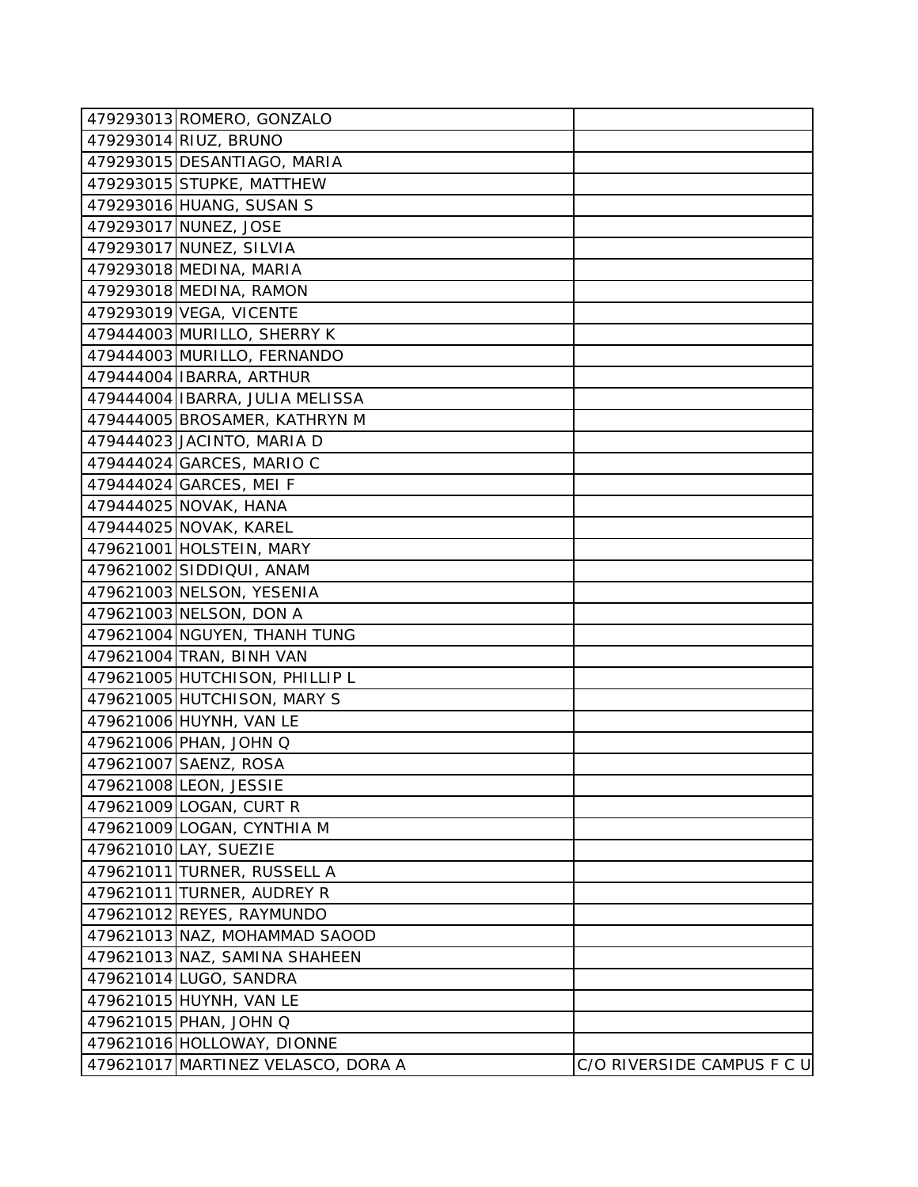| | | |
|---|---|---|
| 479293013 | ROMERO, GONZALO | |
| 479293014 | RIUZ, BRUNO | |
| 479293015 | DESANTIAGO, MARIA | |
| 479293015 | STUPKE, MATTHEW | |
| 479293016 | HUANG, SUSAN S | |
| 479293017 | NUNEZ, JOSE | |
| 479293017 | NUNEZ, SILVIA | |
| 479293018 | MEDINA, MARIA | |
| 479293018 | MEDINA, RAMON | |
| 479293019 | VEGA, VICENTE | |
| 479444003 | MURILLO, SHERRY K | |
| 479444003 | MURILLO, FERNANDO | |
| 479444004 | IBARRA, ARTHUR | |
| 479444004 | IBARRA, JULIA MELISSA | |
| 479444005 | BROSAMER, KATHRYN M | |
| 479444023 | JACINTO, MARIA D | |
| 479444024 | GARCES, MARIO C | |
| 479444024 | GARCES, MEI F | |
| 479444025 | NOVAK, HANA | |
| 479444025 | NOVAK, KAREL | |
| 479621001 | HOLSTEIN, MARY | |
| 479621002 | SIDDIQUI, ANAM | |
| 479621003 | NELSON, YESENIA | |
| 479621003 | NELSON, DON A | |
| 479621004 | NGUYEN, THANH TUNG | |
| 479621004 | TRAN, BINH VAN | |
| 479621005 | HUTCHISON, PHILLIP L | |
| 479621005 | HUTCHISON, MARY S | |
| 479621006 | HUYNH, VAN LE | |
| 479621006 | PHAN, JOHN Q | |
| 479621007 | SAENZ, ROSA | |
| 479621008 | LEON, JESSIE | |
| 479621009 | LOGAN, CURT R | |
| 479621009 | LOGAN, CYNTHIA M | |
| 479621010 | LAY, SUEZIE | |
| 479621011 | TURNER, RUSSELL A | |
| 479621011 | TURNER, AUDREY R | |
| 479621012 | REYES, RAYMUNDO | |
| 479621013 | NAZ, MOHAMMAD SAOOD | |
| 479621013 | NAZ, SAMINA SHAHEEN | |
| 479621014 | LUGO, SANDRA | |
| 479621015 | HUYNH, VAN LE | |
| 479621015 | PHAN, JOHN Q | |
| 479621016 | HOLLOWAY, DIONNE | |
| 479621017 | MARTINEZ VELASCO, DORA A | C/O RIVERSIDE CAMPUS F C U |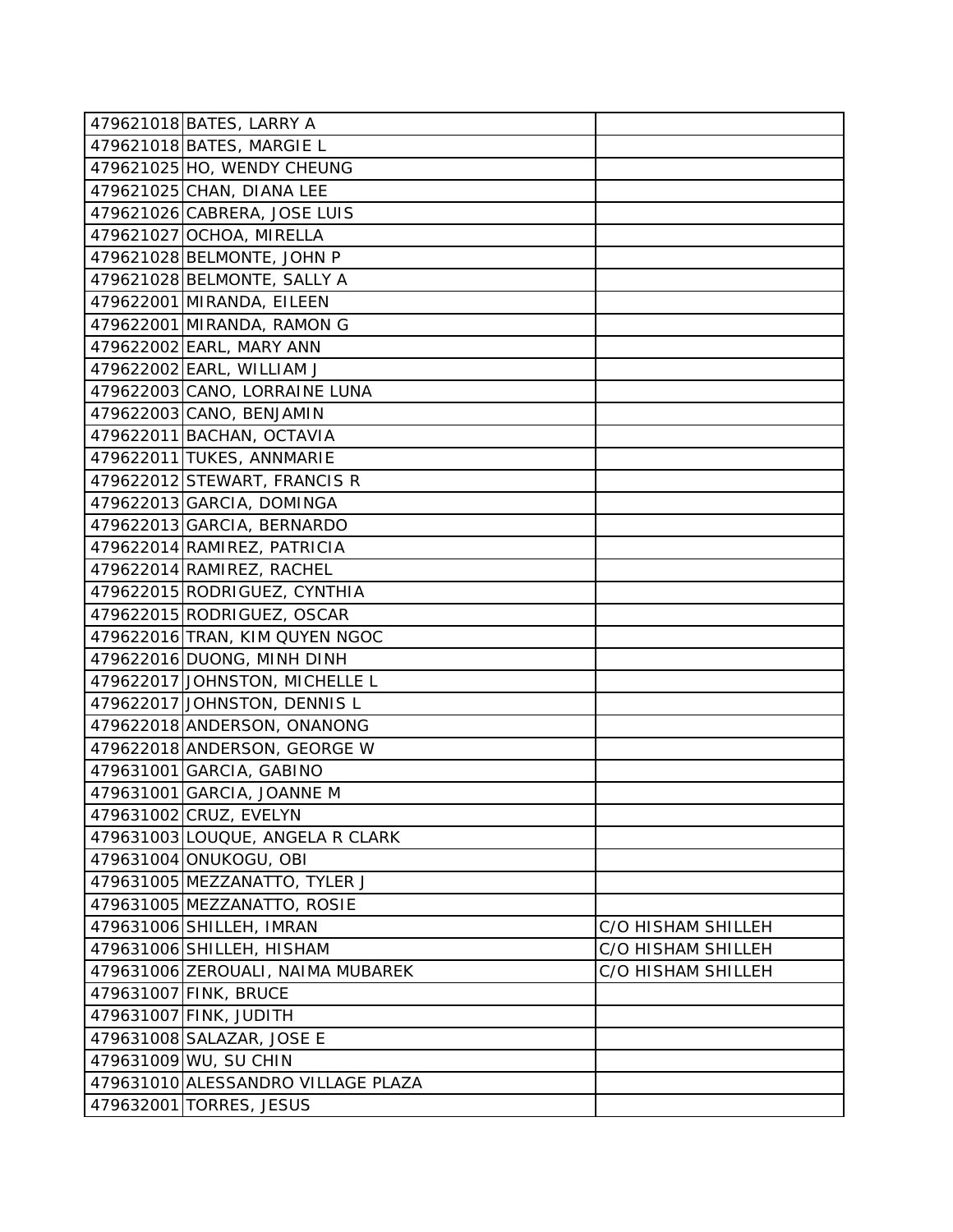| | | |
|---|---|---|
| 479621018 | BATES, LARRY A | |
| 479621018 | BATES, MARGIE L | |
| 479621025 | HO, WENDY CHEUNG | |
| 479621025 | CHAN, DIANA LEE | |
| 479621026 | CABRERA, JOSE LUIS | |
| 479621027 | OCHOA, MIRELLA | |
| 479621028 | BELMONTE, JOHN P | |
| 479621028 | BELMONTE, SALLY A | |
| 479622001 | MIRANDA, EILEEN | |
| 479622001 | MIRANDA, RAMON G | |
| 479622002 | EARL, MARY ANN | |
| 479622002 | EARL, WILLIAM J | |
| 479622003 | CANO, LORRAINE LUNA | |
| 479622003 | CANO, BENJAMIN | |
| 479622011 | BACHAN, OCTAVIA | |
| 479622011 | TUKES, ANNMARIE | |
| 479622012 | STEWART, FRANCIS R | |
| 479622013 | GARCIA, DOMINGA | |
| 479622013 | GARCIA, BERNARDO | |
| 479622014 | RAMIREZ, PATRICIA | |
| 479622014 | RAMIREZ, RACHEL | |
| 479622015 | RODRIGUEZ, CYNTHIA | |
| 479622015 | RODRIGUEZ, OSCAR | |
| 479622016 | TRAN, KIM QUYEN NGOC | |
| 479622016 | DUONG, MINH DINH | |
| 479622017 | JOHNSTON, MICHELLE L | |
| 479622017 | JOHNSTON, DENNIS L | |
| 479622018 | ANDERSON, ONANONG | |
| 479622018 | ANDERSON, GEORGE W | |
| 479631001 | GARCIA, GABINO | |
| 479631001 | GARCIA, JOANNE M | |
| 479631002 | CRUZ, EVELYN | |
| 479631003 | LOUQUE, ANGELA R CLARK | |
| 479631004 | ONUKOGU, OBI | |
| 479631005 | MEZZANATTO, TYLER J | |
| 479631005 | MEZZANATTO, ROSIE | |
| 479631006 | SHILLEH, IMRAN | C/O HISHAM SHILLEH |
| 479631006 | SHILLEH, HISHAM | C/O HISHAM SHILLEH |
| 479631006 | ZEROUALI, NAIMA MUBAREK | C/O HISHAM SHILLEH |
| 479631007 | FINK, BRUCE | |
| 479631007 | FINK, JUDITH | |
| 479631008 | SALAZAR, JOSE E | |
| 479631009 | WU, SU CHIN | |
| 479631010 | ALESSANDRO VILLAGE PLAZA | |
| 479632001 | TORRES, JESUS | |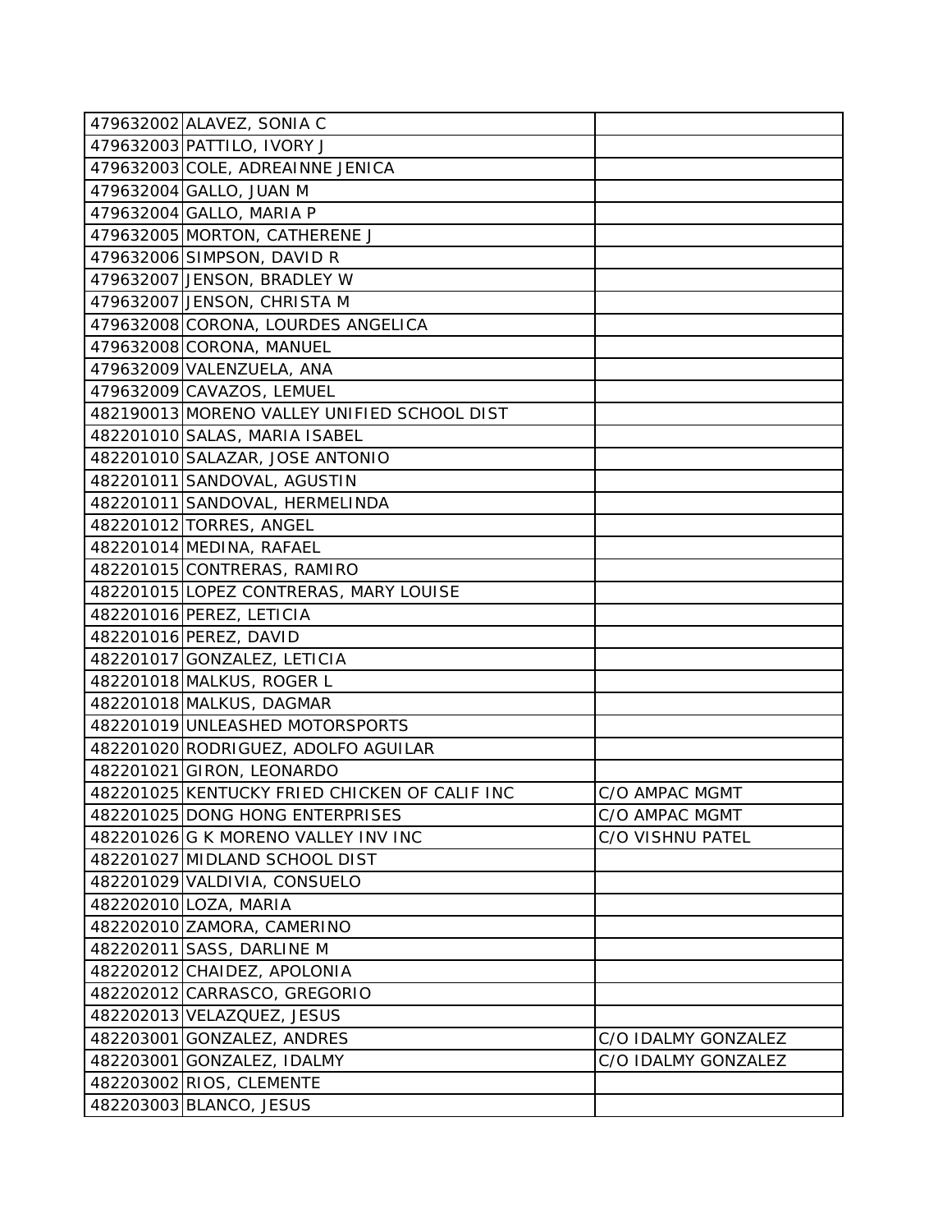| | | |
|---|---|---|
| 479632002 | ALAVEZ, SONIA C | |
| 479632003 | PATTILO, IVORY J | |
| 479632003 | COLE, ADREAINNE JENICA | |
| 479632004 | GALLO, JUAN M | |
| 479632004 | GALLO, MARIA P | |
| 479632005 | MORTON, CATHERENE J | |
| 479632006 | SIMPSON, DAVID R | |
| 479632007 | JENSON, BRADLEY W | |
| 479632007 | JENSON, CHRISTA M | |
| 479632008 | CORONA, LOURDES ANGELICA | |
| 479632008 | CORONA, MANUEL | |
| 479632009 | VALENZUELA, ANA | |
| 479632009 | CAVAZOS, LEMUEL | |
| 482190013 | MORENO VALLEY UNIFIED SCHOOL DIST | |
| 482201010 | SALAS, MARIA ISABEL | |
| 482201010 | SALAZAR, JOSE ANTONIO | |
| 482201011 | SANDOVAL, AGUSTIN | |
| 482201011 | SANDOVAL, HERMELINDA | |
| 482201012 | TORRES, ANGEL | |
| 482201014 | MEDINA, RAFAEL | |
| 482201015 | CONTRERAS, RAMIRO | |
| 482201015 | LOPEZ CONTRERAS, MARY LOUISE | |
| 482201016 | PEREZ, LETICIA | |
| 482201016 | PEREZ, DAVID | |
| 482201017 | GONZALEZ, LETICIA | |
| 482201018 | MALKUS, ROGER L | |
| 482201018 | MALKUS, DAGMAR | |
| 482201019 | UNLEASHED MOTORSPORTS | |
| 482201020 | RODRIGUEZ, ADOLFO AGUILAR | |
| 482201021 | GIRON, LEONARDO | |
| 482201025 | KENTUCKY FRIED CHICKEN OF CALIF INC | C/O AMPAC MGMT |
| 482201025 | DONG HONG ENTERPRISES | C/O AMPAC MGMT |
| 482201026 | G K MORENO VALLEY INV INC | C/O VISHNU PATEL |
| 482201027 | MIDLAND SCHOOL DIST | |
| 482201029 | VALDIVIA, CONSUELO | |
| 482202010 | LOZA, MARIA | |
| 482202010 | ZAMORA, CAMERINO | |
| 482202011 | SASS, DARLINE M | |
| 482202012 | CHAIDEZ, APOLONIA | |
| 482202012 | CARRASCO, GREGORIO | |
| 482202013 | VELAZQUEZ, JESUS | |
| 482203001 | GONZALEZ, ANDRES | C/O IDALMY GONZALEZ |
| 482203001 | GONZALEZ, IDALMY | C/O IDALMY GONZALEZ |
| 482203002 | RIOS, CLEMENTE | |
| 482203003 | BLANCO, JESUS | |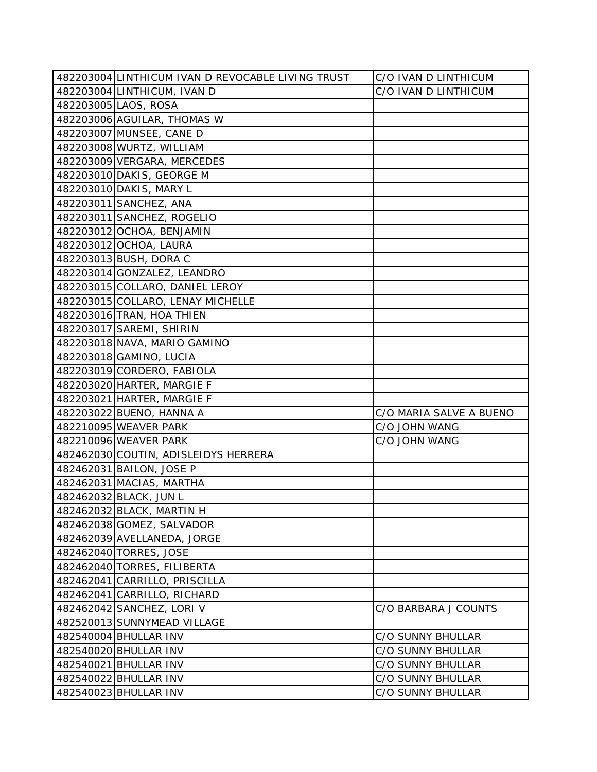| | | |
|---|---|---|
| 482203004 | LINTHICUM IVAN D REVOCABLE LIVING TRUST | C/O IVAN D LINTHICUM |
| 482203004 | LINTHICUM, IVAN D | C/O IVAN D LINTHICUM |
| 482203005 | LAOS, ROSA | |
| 482203006 | AGUILAR, THOMAS W | |
| 482203007 | MUNSEE, CANE D | |
| 482203008 | WURTZ, WILLIAM | |
| 482203009 | VERGARA, MERCEDES | |
| 482203010 | DAKIS, GEORGE M | |
| 482203010 | DAKIS, MARY L | |
| 482203011 | SANCHEZ, ANA | |
| 482203011 | SANCHEZ, ROGELIO | |
| 482203012 | OCHOA, BENJAMIN | |
| 482203012 | OCHOA, LAURA | |
| 482203013 | BUSH, DORA C | |
| 482203014 | GONZALEZ, LEANDRO | |
| 482203015 | COLLARO, DANIEL LEROY | |
| 482203015 | COLLARO, LENAY MICHELLE | |
| 482203016 | TRAN, HOA THIEN | |
| 482203017 | SAREMI, SHIRIN | |
| 482203018 | NAVA, MARIO GAMINO | |
| 482203018 | GAMINO, LUCIA | |
| 482203019 | CORDERO, FABIOLA | |
| 482203020 | HARTER, MARGIE F | |
| 482203021 | HARTER, MARGIE F | |
| 482203022 | BUENO, HANNA A | C/O MARIA SALVE A BUENO |
| 482210095 | WEAVER PARK | C/O JOHN WANG |
| 482210096 | WEAVER PARK | C/O JOHN WANG |
| 482462030 | COUTIN, ADISLEIDYS HERRERA | |
| 482462031 | BAILON, JOSE P | |
| 482462031 | MACIAS, MARTHA | |
| 482462032 | BLACK, JUN L | |
| 482462032 | BLACK, MARTIN H | |
| 482462038 | GOMEZ, SALVADOR | |
| 482462039 | AVELLANEDA, JORGE | |
| 482462040 | TORRES, JOSE | |
| 482462040 | TORRES, FILIBERTA | |
| 482462041 | CARRILLO, PRISCILLA | |
| 482462041 | CARRILLO, RICHARD | |
| 482462042 | SANCHEZ, LORI V | C/O BARBARA J COUNTS |
| 482520013 | SUNNYMEAD VILLAGE | |
| 482540004 | BHULLAR INV | C/O SUNNY BHULLAR |
| 482540020 | BHULLAR INV | C/O SUNNY BHULLAR |
| 482540021 | BHULLAR INV | C/O SUNNY BHULLAR |
| 482540022 | BHULLAR INV | C/O SUNNY BHULLAR |
| 482540023 | BHULLAR INV | C/O SUNNY BHULLAR |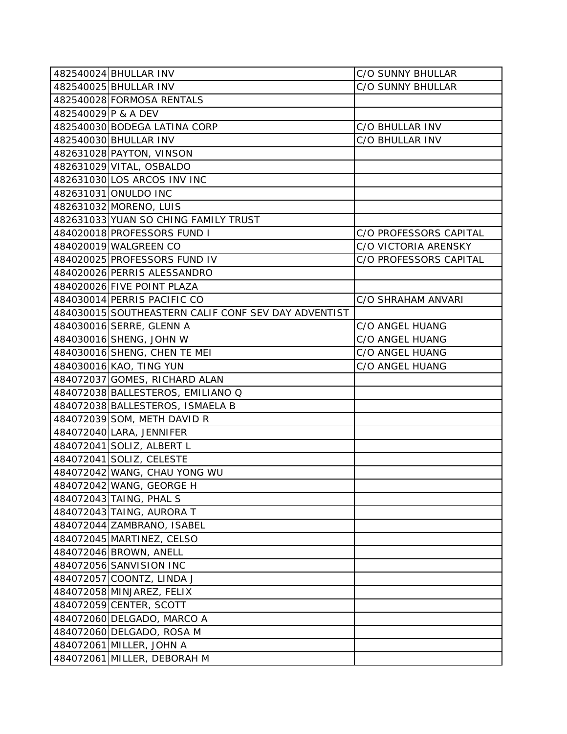| | | |
|---|---|---|
| 482540024 | BHULLAR INV | C/O SUNNY BHULLAR |
| 482540025 | BHULLAR INV | C/O SUNNY BHULLAR |
| 482540028 | FORMOSA RENTALS | |
| 482540029 | P & A DEV | |
| 482540030 | BODEGA LATINA CORP | C/O BHULLAR INV |
| 482540030 | BHULLAR INV | C/O BHULLAR INV |
| 482631028 | PAYTON, VINSON | |
| 482631029 | VITAL, OSBALDO | |
| 482631030 | LOS ARCOS INV INC | |
| 482631031 | ONULDO INC | |
| 482631032 | MORENO, LUIS | |
| 482631033 | YUAN SO CHING FAMILY TRUST | |
| 484020018 | PROFESSORS FUND I | C/O PROFESSORS CAPITAL |
| 484020019 | WALGREEN CO | C/O VICTORIA ARENSKY |
| 484020025 | PROFESSORS FUND IV | C/O PROFESSORS CAPITAL |
| 484020026 | PERRIS ALESSANDRO | |
| 484020026 | FIVE POINT PLAZA | |
| 484030014 | PERRIS PACIFIC CO | C/O SHRAHAM ANVARI |
| 484030015 | SOUTHEASTERN CALIF CONF SEV DAY ADVENTIST | |
| 484030016 | SERRE, GLENN A | C/O ANGEL HUANG |
| 484030016 | SHENG, JOHN W | C/O ANGEL HUANG |
| 484030016 | SHENG, CHEN TE MEI | C/O ANGEL HUANG |
| 484030016 | KAO, TING YUN | C/O ANGEL HUANG |
| 484072037 | GOMES, RICHARD ALAN | |
| 484072038 | BALLESTEROS, EMILIANO Q | |
| 484072038 | BALLESTEROS, ISMAELA B | |
| 484072039 | SOM, METH DAVID R | |
| 484072040 | LARA, JENNIFER | |
| 484072041 | SOLIZ, ALBERT L | |
| 484072041 | SOLIZ, CELESTE | |
| 484072042 | WANG, CHAU YONG WU | |
| 484072042 | WANG, GEORGE H | |
| 484072043 | TAING, PHAL S | |
| 484072043 | TAING, AURORA T | |
| 484072044 | ZAMBRANO, ISABEL | |
| 484072045 | MARTINEZ, CELSO | |
| 484072046 | BROWN, ANELL | |
| 484072056 | SANVISION INC | |
| 484072057 | COONTZ, LINDA J | |
| 484072058 | MINJAREZ, FELIX | |
| 484072059 | CENTER, SCOTT | |
| 484072060 | DELGADO, MARCO A | |
| 484072060 | DELGADO, ROSA M | |
| 484072061 | MILLER, JOHN A | |
| 484072061 | MILLER, DEBORAH M | |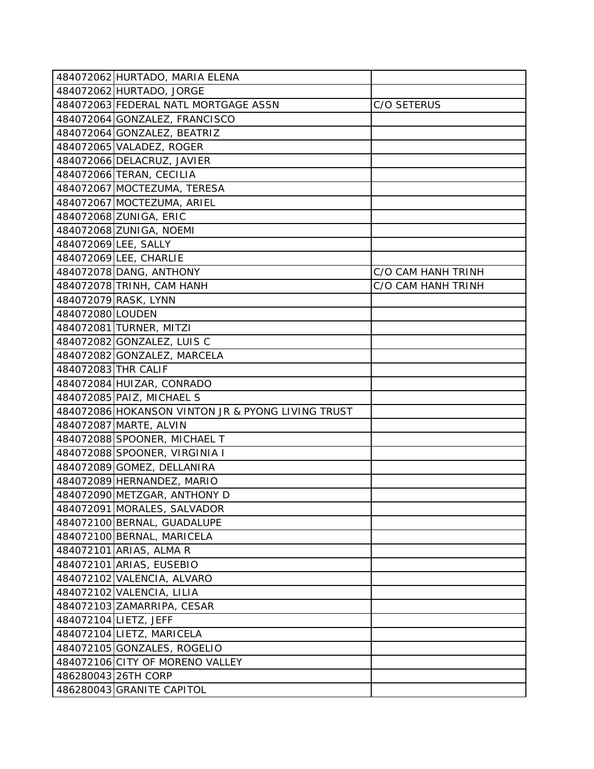| | | |
|---|---|---|
| 484072062 | HURTADO, MARIA ELENA | |
| 484072062 | HURTADO, JORGE | |
| 484072063 | FEDERAL NATL MORTGAGE ASSN | C/O SETERUS |
| 484072064 | GONZALEZ, FRANCISCO | |
| 484072064 | GONZALEZ, BEATRIZ | |
| 484072065 | VALADEZ, ROGER | |
| 484072066 | DELACRUZ, JAVIER | |
| 484072066 | TERAN, CECILIA | |
| 484072067 | MOCTEZUMA, TERESA | |
| 484072067 | MOCTEZUMA, ARIEL | |
| 484072068 | ZUNIGA, ERIC | |
| 484072068 | ZUNIGA, NOEMI | |
| 484072069 | LEE, SALLY | |
| 484072069 | LEE, CHARLIE | |
| 484072078 | DANG, ANTHONY | C/O CAM HANH TRINH |
| 484072078 | TRINH, CAM HANH | C/O CAM HANH TRINH |
| 484072079 | RASK, LYNN | |
| 484072080 | LOUDEN | |
| 484072081 | TURNER, MITZI | |
| 484072082 | GONZALEZ, LUIS C | |
| 484072082 | GONZALEZ, MARCELA | |
| 484072083 | THR CALIF | |
| 484072084 | HUIZAR, CONRADO | |
| 484072085 | PAIZ, MICHAEL S | |
| 484072086 | HOKANSON VINTON JR & PYONG LIVING TRUST | |
| 484072087 | MARTE, ALVIN | |
| 484072088 | SPOONER, MICHAEL T | |
| 484072088 | SPOONER, VIRGINIA I | |
| 484072089 | GOMEZ, DELLANIRA | |
| 484072089 | HERNANDEZ, MARIO | |
| 484072090 | METZGAR, ANTHONY D | |
| 484072091 | MORALES, SALVADOR | |
| 484072100 | BERNAL, GUADALUPE | |
| 484072100 | BERNAL, MARICELA | |
| 484072101 | ARIAS, ALMA R | |
| 484072101 | ARIAS, EUSEBIO | |
| 484072102 | VALENCIA, ALVARO | |
| 484072102 | VALENCIA, LILIA | |
| 484072103 | ZAMARRIPA, CESAR | |
| 484072104 | LIETZ, JEFF | |
| 484072104 | LIETZ, MARICELA | |
| 484072105 | GONZALES, ROGELIO | |
| 484072106 | CITY OF MORENO VALLEY | |
| 486280043 | 26TH CORP | |
| 486280043 | GRANITE CAPITOL | |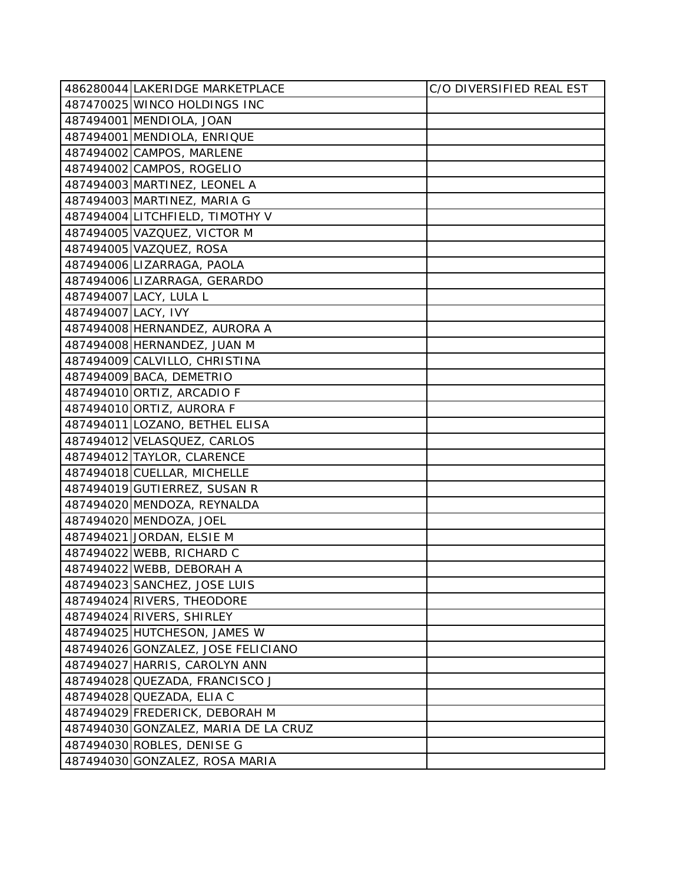| | | |
|---|---|---|
| 486280044 | LAKERIDGE MARKETPLACE | C/O DIVERSIFIED REAL EST |
| 487470025 | WINCO HOLDINGS INC | |
| 487494001 | MENDIOLA, JOAN | |
| 487494001 | MENDIOLA, ENRIQUE | |
| 487494002 | CAMPOS, MARLENE | |
| 487494002 | CAMPOS, ROGELIO | |
| 487494003 | MARTINEZ, LEONEL A | |
| 487494003 | MARTINEZ, MARIA G | |
| 487494004 | LITCHFIELD, TIMOTHY V | |
| 487494005 | VAZQUEZ, VICTOR M | |
| 487494005 | VAZQUEZ, ROSA | |
| 487494006 | LIZARRAGA, PAOLA | |
| 487494006 | LIZARRAGA, GERARDO | |
| 487494007 | LACY, LULA L | |
| 487494007 | LACY, IVY | |
| 487494008 | HERNANDEZ, AURORA A | |
| 487494008 | HERNANDEZ, JUAN M | |
| 487494009 | CALVILLO, CHRISTINA | |
| 487494009 | BACA, DEMETRIO | |
| 487494010 | ORTIZ, ARCADIO F | |
| 487494010 | ORTIZ, AURORA F | |
| 487494011 | LOZANO, BETHEL ELISA | |
| 487494012 | VELASQUEZ, CARLOS | |
| 487494012 | TAYLOR, CLARENCE | |
| 487494018 | CUELLAR, MICHELLE | |
| 487494019 | GUTIERREZ, SUSAN R | |
| 487494020 | MENDOZA, REYNALDA | |
| 487494020 | MENDOZA, JOEL | |
| 487494021 | JORDAN, ELSIE M | |
| 487494022 | WEBB, RICHARD C | |
| 487494022 | WEBB, DEBORAH A | |
| 487494023 | SANCHEZ, JOSE LUIS | |
| 487494024 | RIVERS, THEODORE | |
| 487494024 | RIVERS, SHIRLEY | |
| 487494025 | HUTCHESON, JAMES W | |
| 487494026 | GONZALEZ, JOSE FELICIANO | |
| 487494027 | HARRIS, CAROLYN ANN | |
| 487494028 | QUEZADA, FRANCISCO J | |
| 487494028 | QUEZADA, ELIA C | |
| 487494029 | FREDERICK, DEBORAH M | |
| 487494030 | GONZALEZ, MARIA DE LA CRUZ | |
| 487494030 | ROBLES, DENISE G | |
| 487494030 | GONZALEZ, ROSA MARIA | |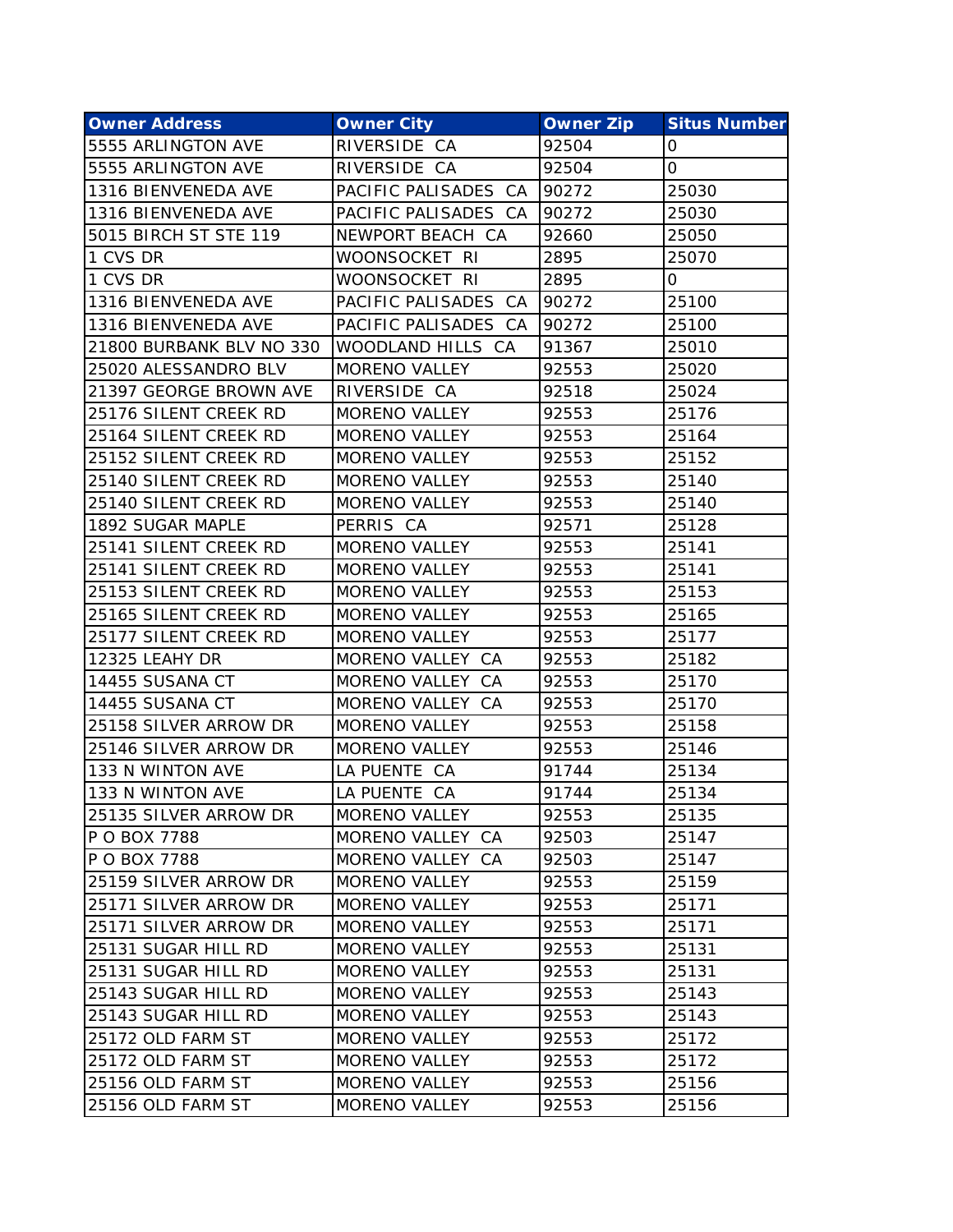| Owner Address | Owner City | Owner Zip | Situs Number |
|---|---|---|---|
| 5555 ARLINGTON AVE | RIVERSIDE CA | 92504 | 0 |
| 5555 ARLINGTON AVE | RIVERSIDE CA | 92504 | 0 |
| 1316 BIENVENEDA AVE | PACIFIC PALISADES CA | 90272 | 25030 |
| 1316 BIENVENEDA AVE | PACIFIC PALISADES CA | 90272 | 25030 |
| 5015 BIRCH ST STE 119 | NEWPORT BEACH CA | 92660 | 25050 |
| 1 CVS DR | WOONSOCKET RI | 2895 | 25070 |
| 1 CVS DR | WOONSOCKET RI | 2895 | 0 |
| 1316 BIENVENEDA AVE | PACIFIC PALISADES CA | 90272 | 25100 |
| 1316 BIENVENEDA AVE | PACIFIC PALISADES CA | 90272 | 25100 |
| 21800 BURBANK BLV NO 330 | WOODLAND HILLS CA | 91367 | 25010 |
| 25020 ALESSANDRO BLV | MORENO VALLEY | 92553 | 25020 |
| 21397 GEORGE BROWN AVE | RIVERSIDE CA | 92518 | 25024 |
| 25176 SILENT CREEK RD | MORENO VALLEY | 92553 | 25176 |
| 25164 SILENT CREEK RD | MORENO VALLEY | 92553 | 25164 |
| 25152 SILENT CREEK RD | MORENO VALLEY | 92553 | 25152 |
| 25140 SILENT CREEK RD | MORENO VALLEY | 92553 | 25140 |
| 25140 SILENT CREEK RD | MORENO VALLEY | 92553 | 25140 |
| 1892 SUGAR MAPLE | PERRIS CA | 92571 | 25128 |
| 25141 SILENT CREEK RD | MORENO VALLEY | 92553 | 25141 |
| 25141 SILENT CREEK RD | MORENO VALLEY | 92553 | 25141 |
| 25153 SILENT CREEK RD | MORENO VALLEY | 92553 | 25153 |
| 25165 SILENT CREEK RD | MORENO VALLEY | 92553 | 25165 |
| 25177 SILENT CREEK RD | MORENO VALLEY | 92553 | 25177 |
| 12325 LEAHY DR | MORENO VALLEY CA | 92553 | 25182 |
| 14455 SUSANA CT | MORENO VALLEY CA | 92553 | 25170 |
| 14455 SUSANA CT | MORENO VALLEY CA | 92553 | 25170 |
| 25158 SILVER ARROW DR | MORENO VALLEY | 92553 | 25158 |
| 25146 SILVER ARROW DR | MORENO VALLEY | 92553 | 25146 |
| 133 N WINTON AVE | LA PUENTE CA | 91744 | 25134 |
| 133 N WINTON AVE | LA PUENTE CA | 91744 | 25134 |
| 25135 SILVER ARROW DR | MORENO VALLEY | 92553 | 25135 |
| P O BOX 7788 | MORENO VALLEY CA | 92503 | 25147 |
| P O BOX 7788 | MORENO VALLEY CA | 92503 | 25147 |
| 25159 SILVER ARROW DR | MORENO VALLEY | 92553 | 25159 |
| 25171 SILVER ARROW DR | MORENO VALLEY | 92553 | 25171 |
| 25171 SILVER ARROW DR | MORENO VALLEY | 92553 | 25171 |
| 25131 SUGAR HILL RD | MORENO VALLEY | 92553 | 25131 |
| 25131 SUGAR HILL RD | MORENO VALLEY | 92553 | 25131 |
| 25143 SUGAR HILL RD | MORENO VALLEY | 92553 | 25143 |
| 25143 SUGAR HILL RD | MORENO VALLEY | 92553 | 25143 |
| 25172 OLD FARM ST | MORENO VALLEY | 92553 | 25172 |
| 25172 OLD FARM ST | MORENO VALLEY | 92553 | 25172 |
| 25156 OLD FARM ST | MORENO VALLEY | 92553 | 25156 |
| 25156 OLD FARM ST | MORENO VALLEY | 92553 | 25156 |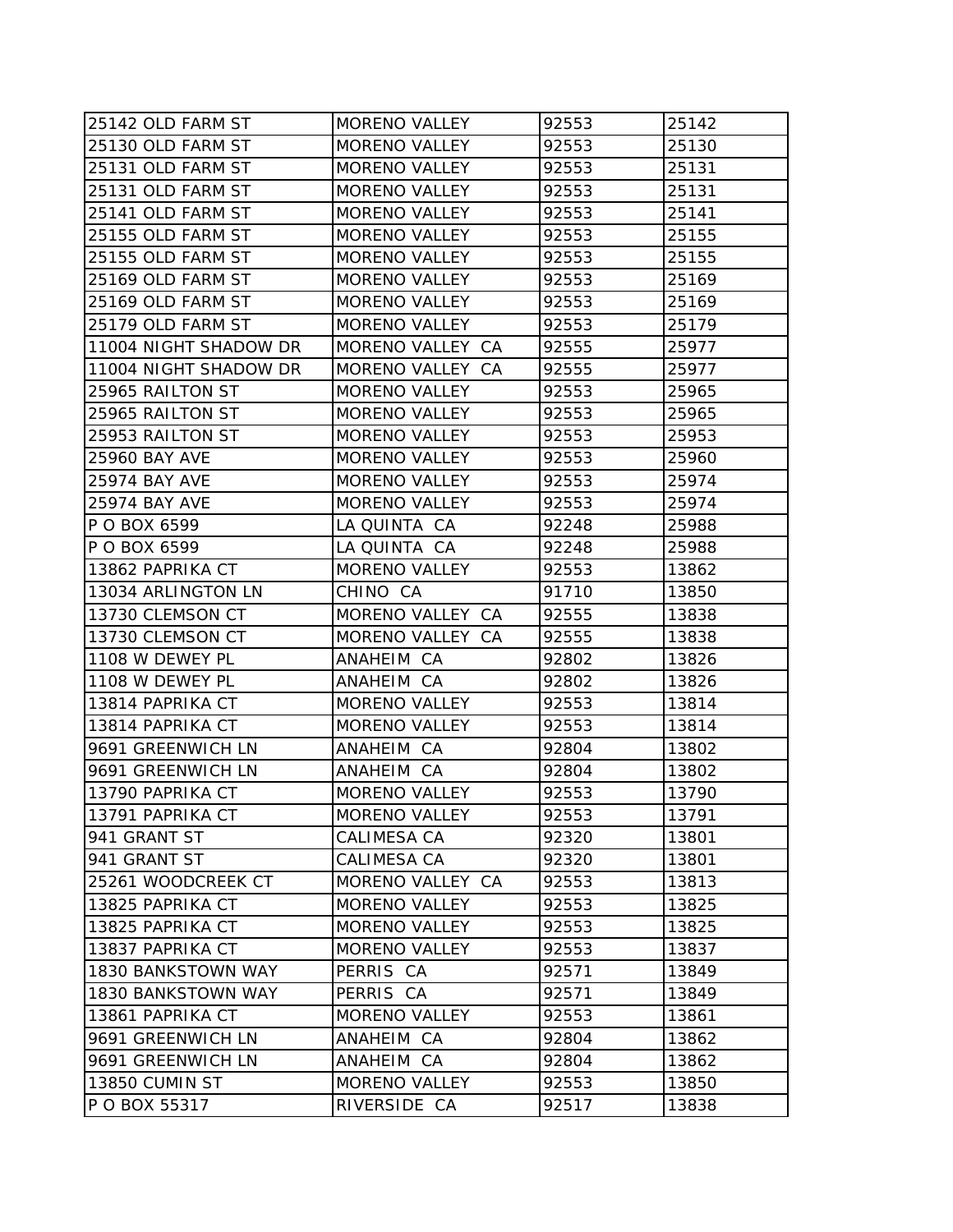| 25142 OLD FARM ST | MORENO VALLEY | 92553 | 25142 |
|---|---|---|---|
| 25130 OLD FARM ST | MORENO VALLEY | 92553 | 25130 |
| 25131 OLD FARM ST | MORENO VALLEY | 92553 | 25131 |
| 25131 OLD FARM ST | MORENO VALLEY | 92553 | 25131 |
| 25141 OLD FARM ST | MORENO VALLEY | 92553 | 25141 |
| 25155 OLD FARM ST | MORENO VALLEY | 92553 | 25155 |
| 25155 OLD FARM ST | MORENO VALLEY | 92553 | 25155 |
| 25169 OLD FARM ST | MORENO VALLEY | 92553 | 25169 |
| 25169 OLD FARM ST | MORENO VALLEY | 92553 | 25169 |
| 25179 OLD FARM ST | MORENO VALLEY | 92553 | 25179 |
| 11004 NIGHT SHADOW DR | MORENO VALLEY CA | 92555 | 25977 |
| 11004 NIGHT SHADOW DR | MORENO VALLEY CA | 92555 | 25977 |
| 25965 RAILTON ST | MORENO VALLEY | 92553 | 25965 |
| 25965 RAILTON ST | MORENO VALLEY | 92553 | 25965 |
| 25953 RAILTON ST | MORENO VALLEY | 92553 | 25953 |
| 25960 BAY AVE | MORENO VALLEY | 92553 | 25960 |
| 25974 BAY AVE | MORENO VALLEY | 92553 | 25974 |
| 25974 BAY AVE | MORENO VALLEY | 92553 | 25974 |
| P O BOX 6599 | LA QUINTA CA | 92248 | 25988 |
| P O BOX 6599 | LA QUINTA CA | 92248 | 25988 |
| 13862 PAPRIKA CT | MORENO VALLEY | 92553 | 13862 |
| 13034 ARLINGTON LN | CHINO CA | 91710 | 13850 |
| 13730 CLEMSON CT | MORENO VALLEY CA | 92555 | 13838 |
| 13730 CLEMSON CT | MORENO VALLEY CA | 92555 | 13838 |
| 1108 W DEWEY PL | ANAHEIM CA | 92802 | 13826 |
| 1108 W DEWEY PL | ANAHEIM CA | 92802 | 13826 |
| 13814 PAPRIKA CT | MORENO VALLEY | 92553 | 13814 |
| 13814 PAPRIKA CT | MORENO VALLEY | 92553 | 13814 |
| 9691 GREENWICH LN | ANAHEIM CA | 92804 | 13802 |
| 9691 GREENWICH LN | ANAHEIM CA | 92804 | 13802 |
| 13790 PAPRIKA CT | MORENO VALLEY | 92553 | 13790 |
| 13791 PAPRIKA CT | MORENO VALLEY | 92553 | 13791 |
| 941 GRANT ST | CALIMESA CA | 92320 | 13801 |
| 941 GRANT ST | CALIMESA CA | 92320 | 13801 |
| 25261 WOODCREEK CT | MORENO VALLEY CA | 92553 | 13813 |
| 13825 PAPRIKA CT | MORENO VALLEY | 92553 | 13825 |
| 13825 PAPRIKA CT | MORENO VALLEY | 92553 | 13825 |
| 13837 PAPRIKA CT | MORENO VALLEY | 92553 | 13837 |
| 1830 BANKSTOWN WAY | PERRIS CA | 92571 | 13849 |
| 1830 BANKSTOWN WAY | PERRIS CA | 92571 | 13849 |
| 13861 PAPRIKA CT | MORENO VALLEY | 92553 | 13861 |
| 9691 GREENWICH LN | ANAHEIM CA | 92804 | 13862 |
| 9691 GREENWICH LN | ANAHEIM CA | 92804 | 13862 |
| 13850 CUMIN ST | MORENO VALLEY | 92553 | 13850 |
| P O BOX 55317 | RIVERSIDE CA | 92517 | 13838 |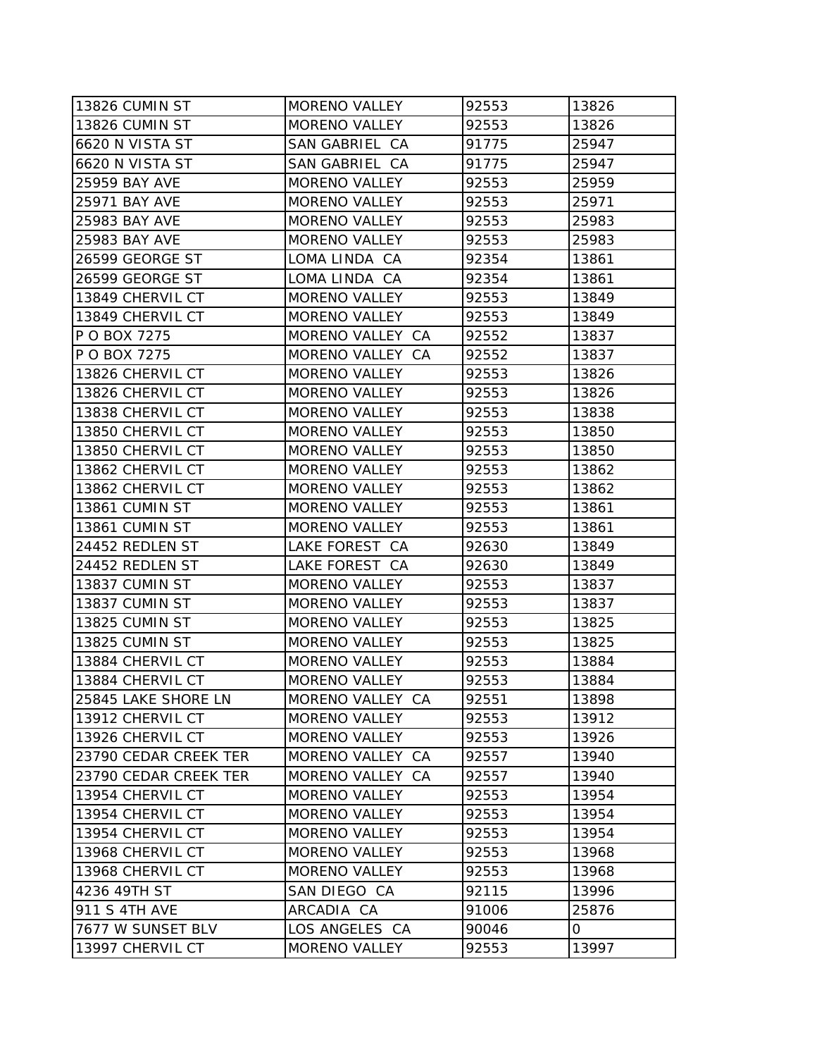| 13826 CUMIN ST | MORENO VALLEY | 92553 | 13826 |
|---|---|---|---|
| 13826 CUMIN ST | MORENO VALLEY | 92553 | 13826 |
| 6620 N VISTA ST | SAN GABRIEL CA | 91775 | 25947 |
| 6620 N VISTA ST | SAN GABRIEL CA | 91775 | 25947 |
| 25959 BAY AVE | MORENO VALLEY | 92553 | 25959 |
| 25971 BAY AVE | MORENO VALLEY | 92553 | 25971 |
| 25983 BAY AVE | MORENO VALLEY | 92553 | 25983 |
| 25983 BAY AVE | MORENO VALLEY | 92553 | 25983 |
| 26599 GEORGE ST | LOMA LINDA CA | 92354 | 13861 |
| 26599 GEORGE ST | LOMA LINDA CA | 92354 | 13861 |
| 13849 CHERVIL CT | MORENO VALLEY | 92553 | 13849 |
| 13849 CHERVIL CT | MORENO VALLEY | 92553 | 13849 |
| P O BOX 7275 | MORENO VALLEY CA | 92552 | 13837 |
| P O BOX 7275 | MORENO VALLEY CA | 92552 | 13837 |
| 13826 CHERVIL CT | MORENO VALLEY | 92553 | 13826 |
| 13826 CHERVIL CT | MORENO VALLEY | 92553 | 13826 |
| 13838 CHERVIL CT | MORENO VALLEY | 92553 | 13838 |
| 13850 CHERVIL CT | MORENO VALLEY | 92553 | 13850 |
| 13850 CHERVIL CT | MORENO VALLEY | 92553 | 13850 |
| 13862 CHERVIL CT | MORENO VALLEY | 92553 | 13862 |
| 13862 CHERVIL CT | MORENO VALLEY | 92553 | 13862 |
| 13861 CUMIN ST | MORENO VALLEY | 92553 | 13861 |
| 13861 CUMIN ST | MORENO VALLEY | 92553 | 13861 |
| 24452 REDLEN ST | LAKE FOREST CA | 92630 | 13849 |
| 24452 REDLEN ST | LAKE FOREST CA | 92630 | 13849 |
| 13837 CUMIN ST | MORENO VALLEY | 92553 | 13837 |
| 13837 CUMIN ST | MORENO VALLEY | 92553 | 13837 |
| 13825 CUMIN ST | MORENO VALLEY | 92553 | 13825 |
| 13825 CUMIN ST | MORENO VALLEY | 92553 | 13825 |
| 13884 CHERVIL CT | MORENO VALLEY | 92553 | 13884 |
| 13884 CHERVIL CT | MORENO VALLEY | 92553 | 13884 |
| 25845 LAKE SHORE LN | MORENO VALLEY CA | 92551 | 13898 |
| 13912 CHERVIL CT | MORENO VALLEY | 92553 | 13912 |
| 13926 CHERVIL CT | MORENO VALLEY | 92553 | 13926 |
| 23790 CEDAR CREEK TER | MORENO VALLEY CA | 92557 | 13940 |
| 23790 CEDAR CREEK TER | MORENO VALLEY CA | 92557 | 13940 |
| 13954 CHERVIL CT | MORENO VALLEY | 92553 | 13954 |
| 13954 CHERVIL CT | MORENO VALLEY | 92553 | 13954 |
| 13954 CHERVIL CT | MORENO VALLEY | 92553 | 13954 |
| 13968 CHERVIL CT | MORENO VALLEY | 92553 | 13968 |
| 13968 CHERVIL CT | MORENO VALLEY | 92553 | 13968 |
| 4236 49TH ST | SAN DIEGO CA | 92115 | 13996 |
| 911 S 4TH AVE | ARCADIA CA | 91006 | 25876 |
| 7677 W SUNSET BLV | LOS ANGELES CA | 90046 | 0 |
| 13997 CHERVIL CT | MORENO VALLEY | 92553 | 13997 |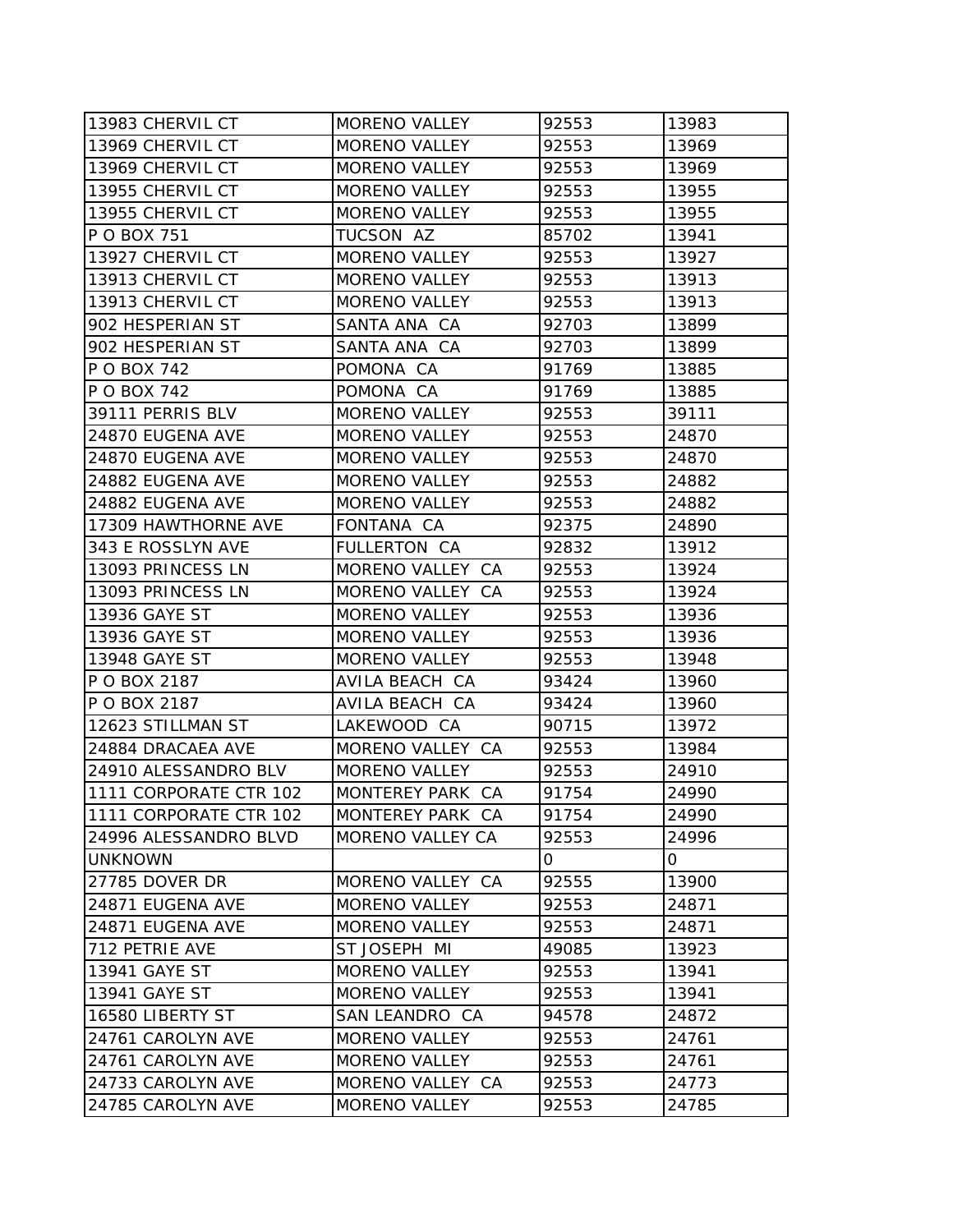| | | | |
|---|---|---|---|
| 13983 CHERVIL CT | MORENO VALLEY | 92553 | 13983 |
| 13969 CHERVIL CT | MORENO VALLEY | 92553 | 13969 |
| 13969 CHERVIL CT | MORENO VALLEY | 92553 | 13969 |
| 13955 CHERVIL CT | MORENO VALLEY | 92553 | 13955 |
| 13955 CHERVIL CT | MORENO VALLEY | 92553 | 13955 |
| P O BOX 751 | TUCSON AZ | 85702 | 13941 |
| 13927 CHERVIL CT | MORENO VALLEY | 92553 | 13927 |
| 13913 CHERVIL CT | MORENO VALLEY | 92553 | 13913 |
| 13913 CHERVIL CT | MORENO VALLEY | 92553 | 13913 |
| 902 HESPERIAN ST | SANTA ANA CA | 92703 | 13899 |
| 902 HESPERIAN ST | SANTA ANA CA | 92703 | 13899 |
| P O BOX 742 | POMONA CA | 91769 | 13885 |
| P O BOX 742 | POMONA CA | 91769 | 13885 |
| 39111 PERRIS BLV | MORENO VALLEY | 92553 | 39111 |
| 24870 EUGENA AVE | MORENO VALLEY | 92553 | 24870 |
| 24870 EUGENA AVE | MORENO VALLEY | 92553 | 24870 |
| 24882 EUGENA AVE | MORENO VALLEY | 92553 | 24882 |
| 24882 EUGENA AVE | MORENO VALLEY | 92553 | 24882 |
| 17309 HAWTHORNE AVE | FONTANA CA | 92375 | 24890 |
| 343 E ROSSLYN AVE | FULLERTON CA | 92832 | 13912 |
| 13093 PRINCESS LN | MORENO VALLEY CA | 92553 | 13924 |
| 13093 PRINCESS LN | MORENO VALLEY CA | 92553 | 13924 |
| 13936 GAYE ST | MORENO VALLEY | 92553 | 13936 |
| 13936 GAYE ST | MORENO VALLEY | 92553 | 13936 |
| 13948 GAYE ST | MORENO VALLEY | 92553 | 13948 |
| P O BOX 2187 | AVILA BEACH CA | 93424 | 13960 |
| P O BOX 2187 | AVILA BEACH CA | 93424 | 13960 |
| 12623 STILLMAN ST | LAKEWOOD CA | 90715 | 13972 |
| 24884 DRACAEA AVE | MORENO VALLEY CA | 92553 | 13984 |
| 24910 ALESSANDRO BLV | MORENO VALLEY | 92553 | 24910 |
| 1111 CORPORATE CTR 102 | MONTEREY PARK CA | 91754 | 24990 |
| 1111 CORPORATE CTR 102 | MONTEREY PARK CA | 91754 | 24990 |
| 24996 ALESSANDRO BLVD | MORENO VALLEY CA | 92553 | 24996 |
| UNKNOWN | | 0 | 0 |
| 27785 DOVER DR | MORENO VALLEY CA | 92555 | 13900 |
| 24871 EUGENA AVE | MORENO VALLEY | 92553 | 24871 |
| 24871 EUGENA AVE | MORENO VALLEY | 92553 | 24871 |
| 712 PETRIE AVE | ST JOSEPH MI | 49085 | 13923 |
| 13941 GAYE ST | MORENO VALLEY | 92553 | 13941 |
| 13941 GAYE ST | MORENO VALLEY | 92553 | 13941 |
| 16580 LIBERTY ST | SAN LEANDRO CA | 94578 | 24872 |
| 24761 CAROLYN AVE | MORENO VALLEY | 92553 | 24761 |
| 24761 CAROLYN AVE | MORENO VALLEY | 92553 | 24761 |
| 24733 CAROLYN AVE | MORENO VALLEY CA | 92553 | 24773 |
| 24785 CAROLYN AVE | MORENO VALLEY | 92553 | 24785 |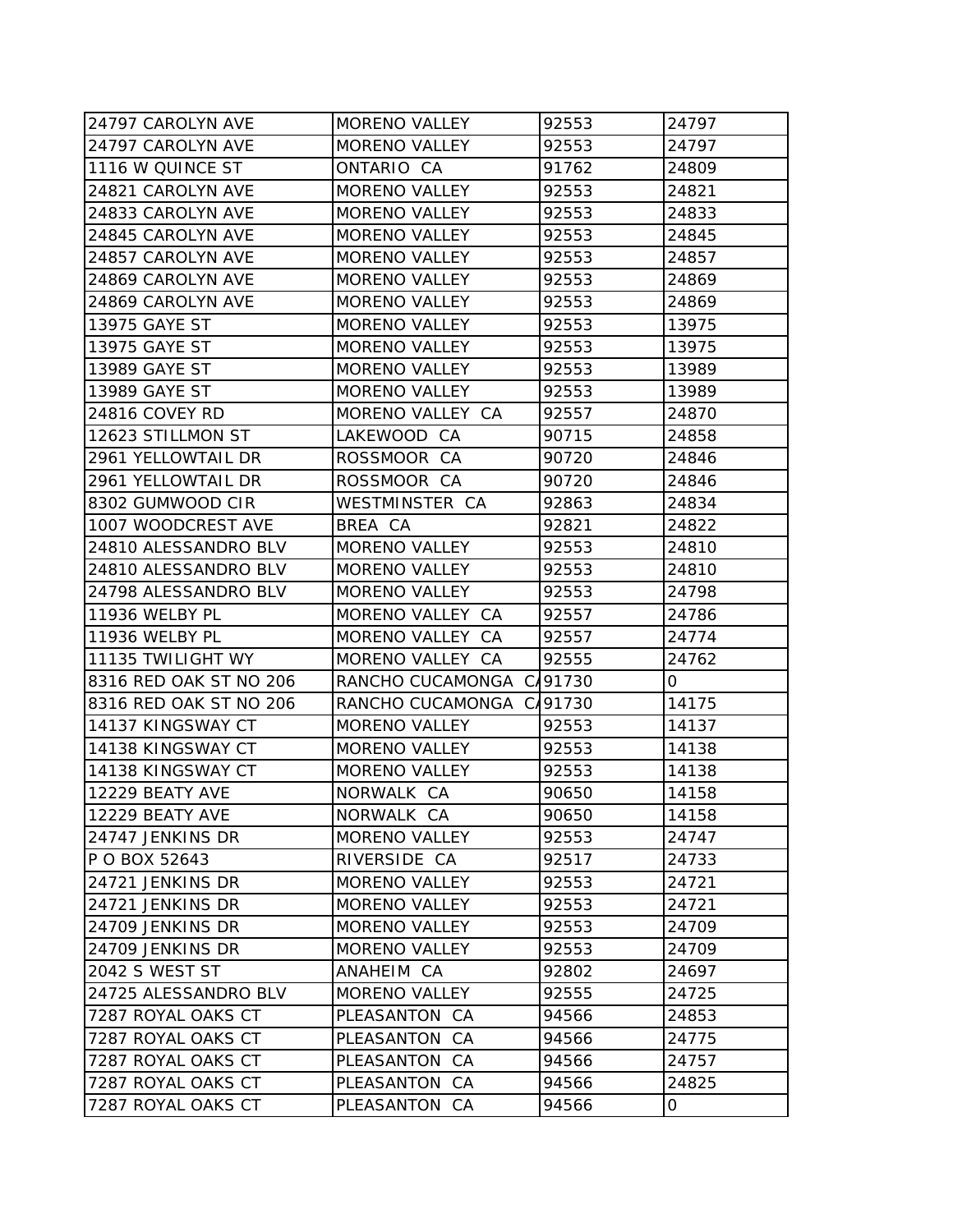| 24797 CAROLYN AVE | MORENO VALLEY | 92553 | 24797 |
|---|---|---|---|
| 24797 CAROLYN AVE | MORENO VALLEY | 92553 | 24797 |
| 1116 W QUINCE ST | ONTARIO CA | 91762 | 24809 |
| 24821 CAROLYN AVE | MORENO VALLEY | 92553 | 24821 |
| 24833 CAROLYN AVE | MORENO VALLEY | 92553 | 24833 |
| 24845 CAROLYN AVE | MORENO VALLEY | 92553 | 24845 |
| 24857 CAROLYN AVE | MORENO VALLEY | 92553 | 24857 |
| 24869 CAROLYN AVE | MORENO VALLEY | 92553 | 24869 |
| 24869 CAROLYN AVE | MORENO VALLEY | 92553 | 24869 |
| 13975 GAYE ST | MORENO VALLEY | 92553 | 13975 |
| 13975 GAYE ST | MORENO VALLEY | 92553 | 13975 |
| 13989 GAYE ST | MORENO VALLEY | 92553 | 13989 |
| 13989 GAYE ST | MORENO VALLEY | 92553 | 13989 |
| 24816 COVEY RD | MORENO VALLEY CA | 92557 | 24870 |
| 12623 STILLMON ST | LAKEWOOD CA | 90715 | 24858 |
| 2961 YELLOWTAIL DR | ROSSMOOR CA | 90720 | 24846 |
| 2961 YELLOWTAIL DR | ROSSMOOR CA | 90720 | 24846 |
| 8302 GUMWOOD CIR | WESTMINSTER CA | 92863 | 24834 |
| 1007 WOODCREST AVE | BREA CA | 92821 | 24822 |
| 24810 ALESSANDRO BLV | MORENO VALLEY | 92553 | 24810 |
| 24810 ALESSANDRO BLV | MORENO VALLEY | 92553 | 24810 |
| 24798 ALESSANDRO BLV | MORENO VALLEY | 92553 | 24798 |
| 11936 WELBY PL | MORENO VALLEY CA | 92557 | 24786 |
| 11936 WELBY PL | MORENO VALLEY CA | 92557 | 24774 |
| 11135 TWILIGHT WY | MORENO VALLEY CA | 92555 | 24762 |
| 8316 RED OAK ST NO 206 | RANCHO CUCAMONGA CA | 91730 | 0 |
| 8316 RED OAK ST NO 206 | RANCHO CUCAMONGA CA | 91730 | 14175 |
| 14137 KINGSWAY CT | MORENO VALLEY | 92553 | 14137 |
| 14138 KINGSWAY CT | MORENO VALLEY | 92553 | 14138 |
| 14138 KINGSWAY CT | MORENO VALLEY | 92553 | 14138 |
| 12229 BEATY AVE | NORWALK CA | 90650 | 14158 |
| 12229 BEATY AVE | NORWALK CA | 90650 | 14158 |
| 24747 JENKINS DR | MORENO VALLEY | 92553 | 24747 |
| P O BOX 52643 | RIVERSIDE CA | 92517 | 24733 |
| 24721 JENKINS DR | MORENO VALLEY | 92553 | 24721 |
| 24721 JENKINS DR | MORENO VALLEY | 92553 | 24721 |
| 24709 JENKINS DR | MORENO VALLEY | 92553 | 24709 |
| 24709 JENKINS DR | MORENO VALLEY | 92553 | 24709 |
| 2042 S WEST ST | ANAHEIM CA | 92802 | 24697 |
| 24725 ALESSANDRO BLV | MORENO VALLEY | 92555 | 24725 |
| 7287 ROYAL OAKS CT | PLEASANTON CA | 94566 | 24853 |
| 7287 ROYAL OAKS CT | PLEASANTON CA | 94566 | 24775 |
| 7287 ROYAL OAKS CT | PLEASANTON CA | 94566 | 24757 |
| 7287 ROYAL OAKS CT | PLEASANTON CA | 94566 | 24825 |
| 7287 ROYAL OAKS CT | PLEASANTON CA | 94566 | 0 |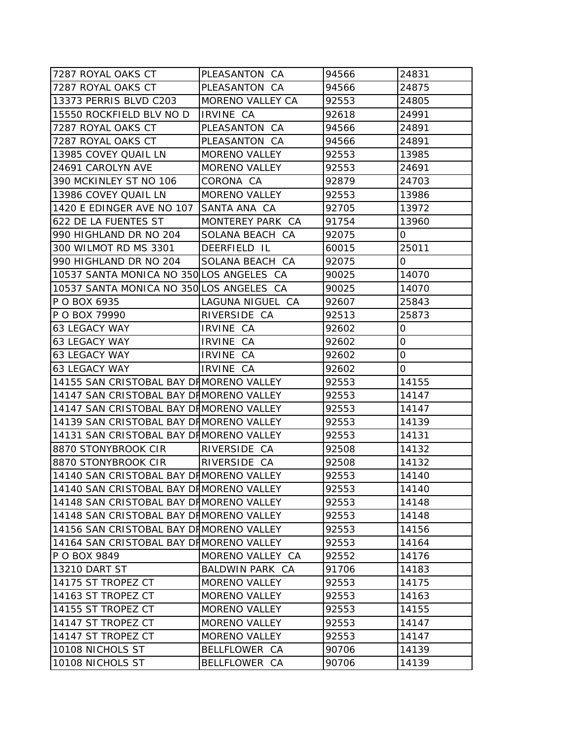| 7287 ROYAL OAKS CT | PLEASANTON CA | 94566 | 24831 |
|---|---|---|---|
| 7287 ROYAL OAKS CT | PLEASANTON CA | 94566 | 24875 |
| 13373 PERRIS BLVD C203 | MORENO VALLEY CA | 92553 | 24805 |
| 15550 ROCKFIELD BLV NO D | IRVINE CA | 92618 | 24991 |
| 7287 ROYAL OAKS CT | PLEASANTON CA | 94566 | 24891 |
| 7287 ROYAL OAKS CT | PLEASANTON CA | 94566 | 24891 |
| 13985 COVEY QUAIL LN | MORENO VALLEY | 92553 | 13985 |
| 24691 CAROLYN AVE | MORENO VALLEY | 92553 | 24691 |
| 390 MCKINLEY ST NO 106 | CORONA CA | 92879 | 24703 |
| 13986 COVEY QUAIL LN | MORENO VALLEY | 92553 | 13986 |
| 1420 E EDINGER AVE NO 107 | SANTA ANA CA | 92705 | 13972 |
| 622 DE LA FUENTES ST | MONTEREY PARK CA | 91754 | 13960 |
| 990 HIGHLAND DR NO 204 | SOLANA BEACH CA | 92075 | 0 |
| 300 WILMOT RD MS 3301 | DEERFIELD IL | 60015 | 25011 |
| 990 HIGHLAND DR NO 204 | SOLANA BEACH CA | 92075 | 0 |
| 10537 SANTA MONICA NO 350 | LOS ANGELES CA | 90025 | 14070 |
| 10537 SANTA MONICA NO 350 | LOS ANGELES CA | 90025 | 14070 |
| P O BOX 6935 | LAGUNA NIGUEL CA | 92607 | 25843 |
| P O BOX 79990 | RIVERSIDE CA | 92513 | 25873 |
| 63 LEGACY WAY | IRVINE CA | 92602 | 0 |
| 63 LEGACY WAY | IRVINE CA | 92602 | 0 |
| 63 LEGACY WAY | IRVINE CA | 92602 | 0 |
| 63 LEGACY WAY | IRVINE CA | 92602 | 0 |
| 14155 SAN CRISTOBAL BAY DR | MORENO VALLEY | 92553 | 14155 |
| 14147 SAN CRISTOBAL BAY DR | MORENO VALLEY | 92553 | 14147 |
| 14147 SAN CRISTOBAL BAY DR | MORENO VALLEY | 92553 | 14147 |
| 14139 SAN CRISTOBAL BAY DR | MORENO VALLEY | 92553 | 14139 |
| 14131 SAN CRISTOBAL BAY DR | MORENO VALLEY | 92553 | 14131 |
| 8870 STONYBROOK CIR | RIVERSIDE CA | 92508 | 14132 |
| 8870 STONYBROOK CIR | RIVERSIDE CA | 92508 | 14132 |
| 14140 SAN CRISTOBAL BAY DR | MORENO VALLEY | 92553 | 14140 |
| 14140 SAN CRISTOBAL BAY DR | MORENO VALLEY | 92553 | 14140 |
| 14148 SAN CRISTOBAL BAY DR | MORENO VALLEY | 92553 | 14148 |
| 14148 SAN CRISTOBAL BAY DR | MORENO VALLEY | 92553 | 14148 |
| 14156 SAN CRISTOBAL BAY DR | MORENO VALLEY | 92553 | 14156 |
| 14164 SAN CRISTOBAL BAY DR | MORENO VALLEY | 92553 | 14164 |
| P O BOX 9849 | MORENO VALLEY CA | 92552 | 14176 |
| 13210 DART ST | BALDWIN PARK CA | 91706 | 14183 |
| 14175 ST TROPEZ CT | MORENO VALLEY | 92553 | 14175 |
| 14163 ST TROPEZ CT | MORENO VALLEY | 92553 | 14163 |
| 14155 ST TROPEZ CT | MORENO VALLEY | 92553 | 14155 |
| 14147 ST TROPEZ CT | MORENO VALLEY | 92553 | 14147 |
| 14147 ST TROPEZ CT | MORENO VALLEY | 92553 | 14147 |
| 10108 NICHOLS ST | BELLFLOWER CA | 90706 | 14139 |
| 10108 NICHOLS ST | BELLFLOWER CA | 90706 | 14139 |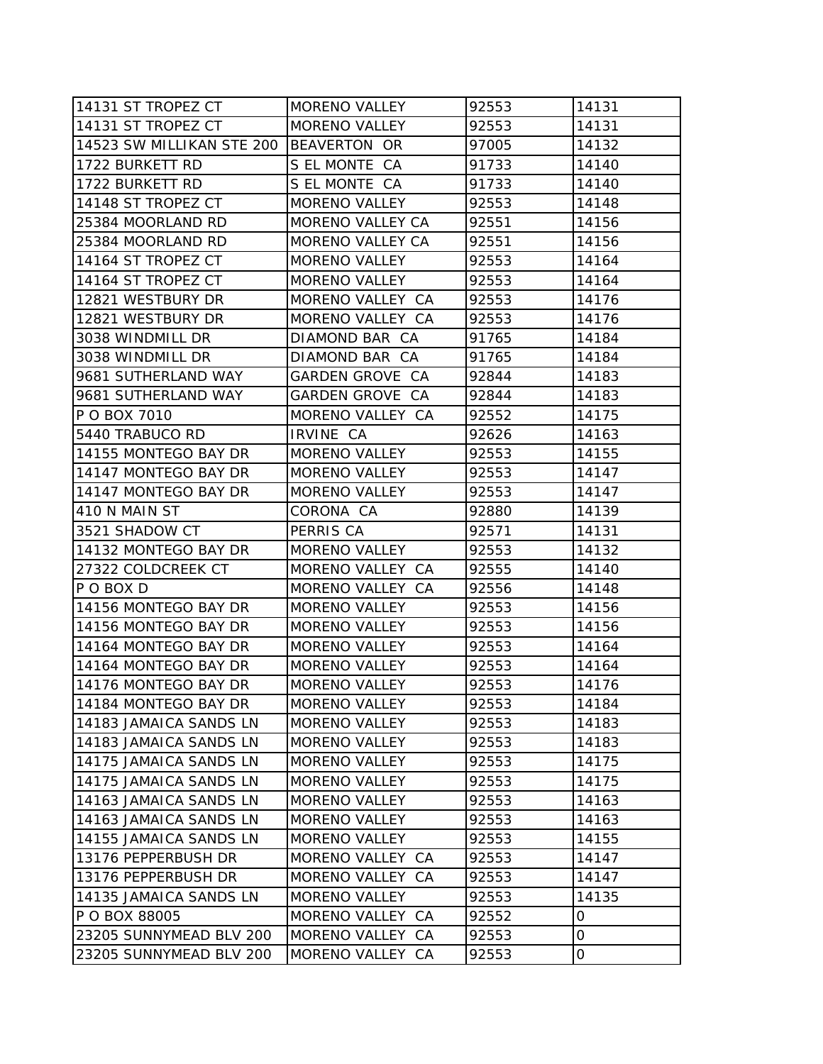| | | | |
|---|---|---|---|
| 14131 ST TROPEZ CT | MORENO VALLEY | 92553 | 14131 |
| 14131 ST TROPEZ CT | MORENO VALLEY | 92553 | 14131 |
| 14523 SW MILLIKAN STE 200 | BEAVERTON OR | 97005 | 14132 |
| 1722 BURKETT RD | S EL MONTE CA | 91733 | 14140 |
| 1722 BURKETT RD | S EL MONTE CA | 91733 | 14140 |
| 14148 ST TROPEZ CT | MORENO VALLEY | 92553 | 14148 |
| 25384 MOORLAND RD | MORENO VALLEY CA | 92551 | 14156 |
| 25384 MOORLAND RD | MORENO VALLEY CA | 92551 | 14156 |
| 14164 ST TROPEZ CT | MORENO VALLEY | 92553 | 14164 |
| 14164 ST TROPEZ CT | MORENO VALLEY | 92553 | 14164 |
| 12821 WESTBURY DR | MORENO VALLEY CA | 92553 | 14176 |
| 12821 WESTBURY DR | MORENO VALLEY CA | 92553 | 14176 |
| 3038 WINDMILL DR | DIAMOND BAR CA | 91765 | 14184 |
| 3038 WINDMILL DR | DIAMOND BAR CA | 91765 | 14184 |
| 9681 SUTHERLAND WAY | GARDEN GROVE CA | 92844 | 14183 |
| 9681 SUTHERLAND WAY | GARDEN GROVE CA | 92844 | 14183 |
| P O BOX 7010 | MORENO VALLEY CA | 92552 | 14175 |
| 5440 TRABUCO RD | IRVINE CA | 92626 | 14163 |
| 14155 MONTEGO BAY DR | MORENO VALLEY | 92553 | 14155 |
| 14147 MONTEGO BAY DR | MORENO VALLEY | 92553 | 14147 |
| 14147 MONTEGO BAY DR | MORENO VALLEY | 92553 | 14147 |
| 410 N MAIN ST | CORONA CA | 92880 | 14139 |
| 3521 SHADOW CT | PERRIS CA | 92571 | 14131 |
| 14132 MONTEGO BAY DR | MORENO VALLEY | 92553 | 14132 |
| 27322 COLDCREEK CT | MORENO VALLEY CA | 92555 | 14140 |
| P O BOX D | MORENO VALLEY CA | 92556 | 14148 |
| 14156 MONTEGO BAY DR | MORENO VALLEY | 92553 | 14156 |
| 14156 MONTEGO BAY DR | MORENO VALLEY | 92553 | 14156 |
| 14164 MONTEGO BAY DR | MORENO VALLEY | 92553 | 14164 |
| 14164 MONTEGO BAY DR | MORENO VALLEY | 92553 | 14164 |
| 14176 MONTEGO BAY DR | MORENO VALLEY | 92553 | 14176 |
| 14184 MONTEGO BAY DR | MORENO VALLEY | 92553 | 14184 |
| 14183 JAMAICA SANDS LN | MORENO VALLEY | 92553 | 14183 |
| 14183 JAMAICA SANDS LN | MORENO VALLEY | 92553 | 14183 |
| 14175 JAMAICA SANDS LN | MORENO VALLEY | 92553 | 14175 |
| 14175 JAMAICA SANDS LN | MORENO VALLEY | 92553 | 14175 |
| 14163 JAMAICA SANDS LN | MORENO VALLEY | 92553 | 14163 |
| 14163 JAMAICA SANDS LN | MORENO VALLEY | 92553 | 14163 |
| 14155 JAMAICA SANDS LN | MORENO VALLEY | 92553 | 14155 |
| 13176 PEPPERBUSH DR | MORENO VALLEY CA | 92553 | 14147 |
| 13176 PEPPERBUSH DR | MORENO VALLEY CA | 92553 | 14147 |
| 14135 JAMAICA SANDS LN | MORENO VALLEY | 92553 | 14135 |
| P O BOX 88005 | MORENO VALLEY CA | 92552 | 0 |
| 23205 SUNNYMEAD BLV 200 | MORENO VALLEY CA | 92553 | 0 |
| 23205 SUNNYMEAD BLV 200 | MORENO VALLEY CA | 92553 | 0 |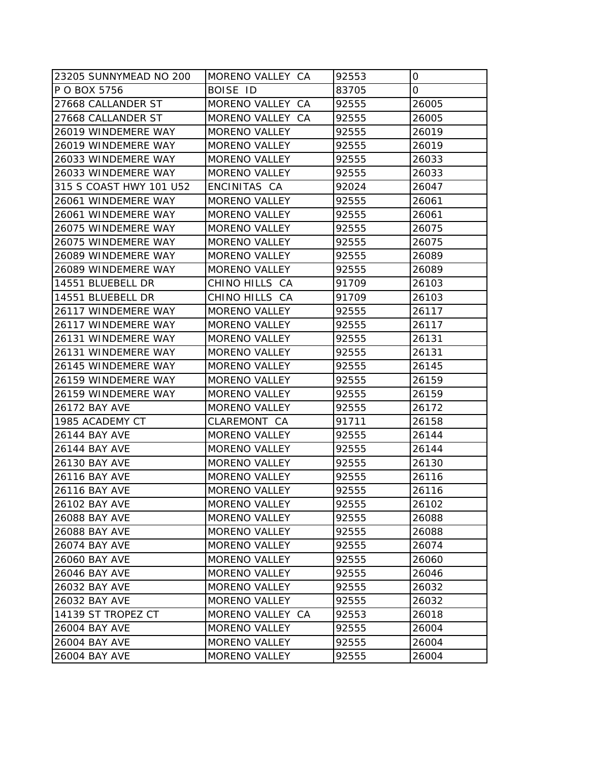| 23205 SUNNYMEAD NO 200 | MORENO VALLEY CA | 92553 | 0 |
|---|---|---|---|
| P O BOX 5756 | BOISE ID | 83705 | 0 |
| 27668 CALLANDER ST | MORENO VALLEY CA | 92555 | 26005 |
| 27668 CALLANDER ST | MORENO VALLEY CA | 92555 | 26005 |
| 26019 WINDEMERE WAY | MORENO VALLEY | 92555 | 26019 |
| 26019 WINDEMERE WAY | MORENO VALLEY | 92555 | 26019 |
| 26033 WINDEMERE WAY | MORENO VALLEY | 92555 | 26033 |
| 26033 WINDEMERE WAY | MORENO VALLEY | 92555 | 26033 |
| 315 S COAST HWY 101 U52 | ENCINITAS CA | 92024 | 26047 |
| 26061 WINDEMERE WAY | MORENO VALLEY | 92555 | 26061 |
| 26061 WINDEMERE WAY | MORENO VALLEY | 92555 | 26061 |
| 26075 WINDEMERE WAY | MORENO VALLEY | 92555 | 26075 |
| 26075 WINDEMERE WAY | MORENO VALLEY | 92555 | 26075 |
| 26089 WINDEMERE WAY | MORENO VALLEY | 92555 | 26089 |
| 26089 WINDEMERE WAY | MORENO VALLEY | 92555 | 26089 |
| 14551 BLUEBELL DR | CHINO HILLS CA | 91709 | 26103 |
| 14551 BLUEBELL DR | CHINO HILLS CA | 91709 | 26103 |
| 26117 WINDEMERE WAY | MORENO VALLEY | 92555 | 26117 |
| 26117 WINDEMERE WAY | MORENO VALLEY | 92555 | 26117 |
| 26131 WINDEMERE WAY | MORENO VALLEY | 92555 | 26131 |
| 26131 WINDEMERE WAY | MORENO VALLEY | 92555 | 26131 |
| 26145 WINDEMERE WAY | MORENO VALLEY | 92555 | 26145 |
| 26159 WINDEMERE WAY | MORENO VALLEY | 92555 | 26159 |
| 26159 WINDEMERE WAY | MORENO VALLEY | 92555 | 26159 |
| 26172 BAY AVE | MORENO VALLEY | 92555 | 26172 |
| 1985 ACADEMY CT | CLAREMONT CA | 91711 | 26158 |
| 26144 BAY AVE | MORENO VALLEY | 92555 | 26144 |
| 26144 BAY AVE | MORENO VALLEY | 92555 | 26144 |
| 26130 BAY AVE | MORENO VALLEY | 92555 | 26130 |
| 26116 BAY AVE | MORENO VALLEY | 92555 | 26116 |
| 26116 BAY AVE | MORENO VALLEY | 92555 | 26116 |
| 26102 BAY AVE | MORENO VALLEY | 92555 | 26102 |
| 26088 BAY AVE | MORENO VALLEY | 92555 | 26088 |
| 26088 BAY AVE | MORENO VALLEY | 92555 | 26088 |
| 26074 BAY AVE | MORENO VALLEY | 92555 | 26074 |
| 26060 BAY AVE | MORENO VALLEY | 92555 | 26060 |
| 26046 BAY AVE | MORENO VALLEY | 92555 | 26046 |
| 26032 BAY AVE | MORENO VALLEY | 92555 | 26032 |
| 26032 BAY AVE | MORENO VALLEY | 92555 | 26032 |
| 14139 ST TROPEZ CT | MORENO VALLEY CA | 92553 | 26018 |
| 26004 BAY AVE | MORENO VALLEY | 92555 | 26004 |
| 26004 BAY AVE | MORENO VALLEY | 92555 | 26004 |
| 26004 BAY AVE | MORENO VALLEY | 92555 | 26004 |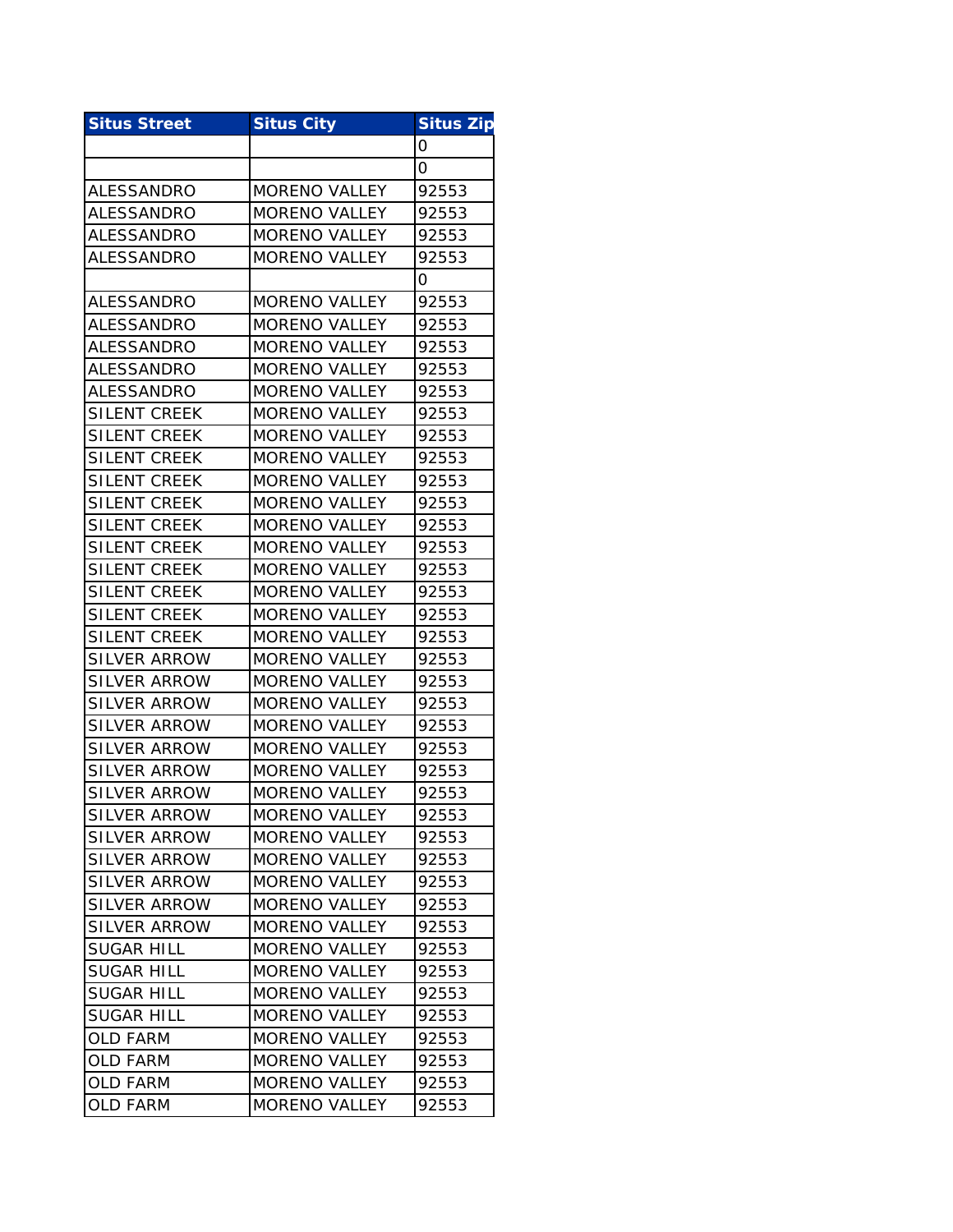| Situs Street | Situs City | Situs Zip |
|---|---|---|
| | | 0 |
| | | 0 |
| ALESSANDRO | MORENO VALLEY | 92553 |
| ALESSANDRO | MORENO VALLEY | 92553 |
| ALESSANDRO | MORENO VALLEY | 92553 |
| ALESSANDRO | MORENO VALLEY | 92553 |
| | | 0 |
| ALESSANDRO | MORENO VALLEY | 92553 |
| ALESSANDRO | MORENO VALLEY | 92553 |
| ALESSANDRO | MORENO VALLEY | 92553 |
| ALESSANDRO | MORENO VALLEY | 92553 |
| ALESSANDRO | MORENO VALLEY | 92553 |
| SILENT CREEK | MORENO VALLEY | 92553 |
| SILENT CREEK | MORENO VALLEY | 92553 |
| SILENT CREEK | MORENO VALLEY | 92553 |
| SILENT CREEK | MORENO VALLEY | 92553 |
| SILENT CREEK | MORENO VALLEY | 92553 |
| SILENT CREEK | MORENO VALLEY | 92553 |
| SILENT CREEK | MORENO VALLEY | 92553 |
| SILENT CREEK | MORENO VALLEY | 92553 |
| SILENT CREEK | MORENO VALLEY | 92553 |
| SILENT CREEK | MORENO VALLEY | 92553 |
| SILENT CREEK | MORENO VALLEY | 92553 |
| SILVER ARROW | MORENO VALLEY | 92553 |
| SILVER ARROW | MORENO VALLEY | 92553 |
| SILVER ARROW | MORENO VALLEY | 92553 |
| SILVER ARROW | MORENO VALLEY | 92553 |
| SILVER ARROW | MORENO VALLEY | 92553 |
| SILVER ARROW | MORENO VALLEY | 92553 |
| SILVER ARROW | MORENO VALLEY | 92553 |
| SILVER ARROW | MORENO VALLEY | 92553 |
| SILVER ARROW | MORENO VALLEY | 92553 |
| SILVER ARROW | MORENO VALLEY | 92553 |
| SILVER ARROW | MORENO VALLEY | 92553 |
| SILVER ARROW | MORENO VALLEY | 92553 |
| SILVER ARROW | MORENO VALLEY | 92553 |
| SUGAR HILL | MORENO VALLEY | 92553 |
| SUGAR HILL | MORENO VALLEY | 92553 |
| SUGAR HILL | MORENO VALLEY | 92553 |
| SUGAR HILL | MORENO VALLEY | 92553 |
| OLD FARM | MORENO VALLEY | 92553 |
| OLD FARM | MORENO VALLEY | 92553 |
| OLD FARM | MORENO VALLEY | 92553 |
| OLD FARM | MORENO VALLEY | 92553 |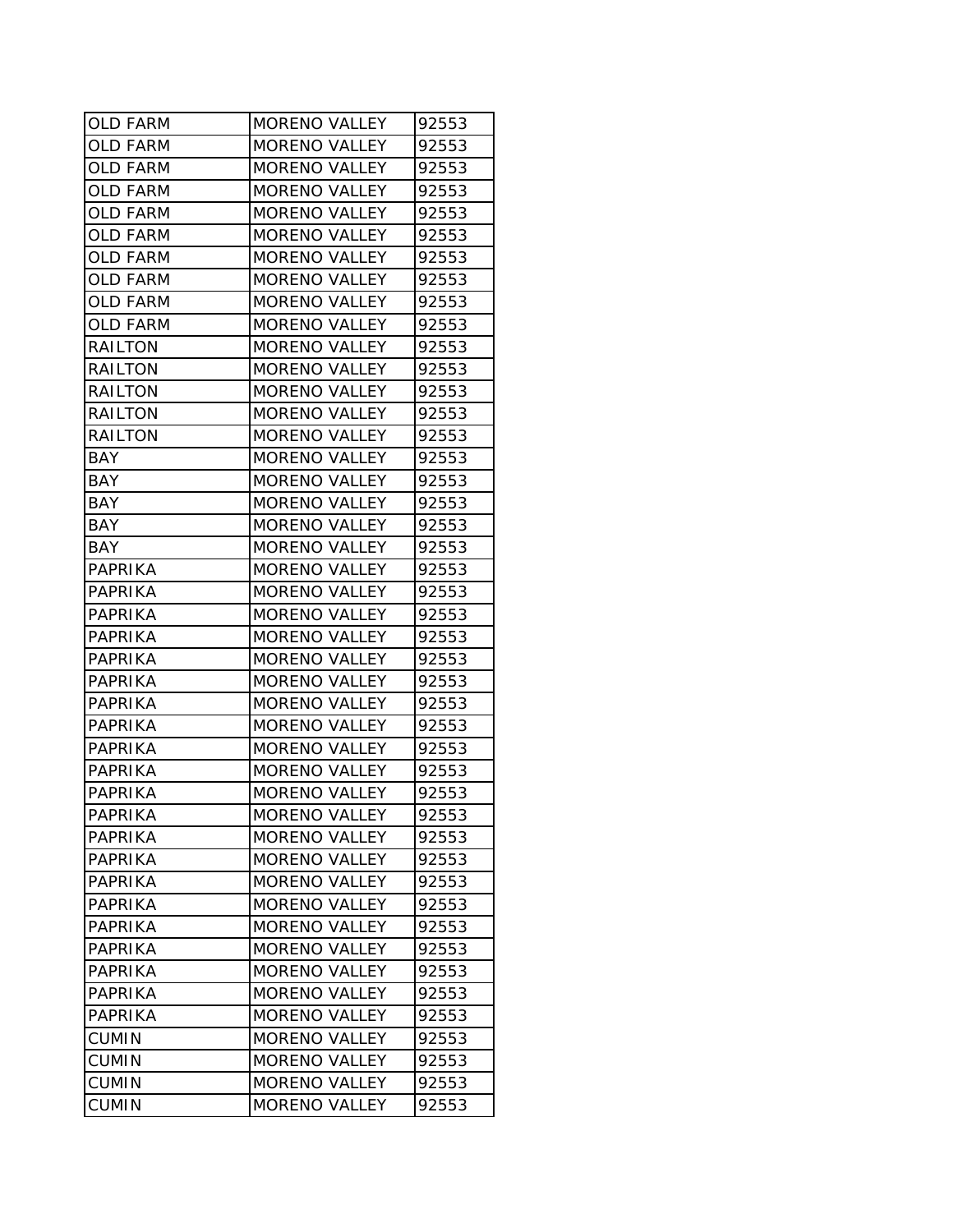| OLD FARM | MORENO VALLEY | 92553 |
| --- | --- | --- |
| OLD FARM | MORENO VALLEY | 92553 |
| OLD FARM | MORENO VALLEY | 92553 |
| OLD FARM | MORENO VALLEY | 92553 |
| OLD FARM | MORENO VALLEY | 92553 |
| OLD FARM | MORENO VALLEY | 92553 |
| OLD FARM | MORENO VALLEY | 92553 |
| OLD FARM | MORENO VALLEY | 92553 |
| OLD FARM | MORENO VALLEY | 92553 |
| OLD FARM | MORENO VALLEY | 92553 |
| RAILTON | MORENO VALLEY | 92553 |
| RAILTON | MORENO VALLEY | 92553 |
| RAILTON | MORENO VALLEY | 92553 |
| RAILTON | MORENO VALLEY | 92553 |
| RAILTON | MORENO VALLEY | 92553 |
| BAY | MORENO VALLEY | 92553 |
| BAY | MORENO VALLEY | 92553 |
| BAY | MORENO VALLEY | 92553 |
| BAY | MORENO VALLEY | 92553 |
| BAY | MORENO VALLEY | 92553 |
| PAPRIKA | MORENO VALLEY | 92553 |
| PAPRIKA | MORENO VALLEY | 92553 |
| PAPRIKA | MORENO VALLEY | 92553 |
| PAPRIKA | MORENO VALLEY | 92553 |
| PAPRIKA | MORENO VALLEY | 92553 |
| PAPRIKA | MORENO VALLEY | 92553 |
| PAPRIKA | MORENO VALLEY | 92553 |
| PAPRIKA | MORENO VALLEY | 92553 |
| PAPRIKA | MORENO VALLEY | 92553 |
| PAPRIKA | MORENO VALLEY | 92553 |
| PAPRIKA | MORENO VALLEY | 92553 |
| PAPRIKA | MORENO VALLEY | 92553 |
| PAPRIKA | MORENO VALLEY | 92553 |
| PAPRIKA | MORENO VALLEY | 92553 |
| PAPRIKA | MORENO VALLEY | 92553 |
| PAPRIKA | MORENO VALLEY | 92553 |
| PAPRIKA | MORENO VALLEY | 92553 |
| PAPRIKA | MORENO VALLEY | 92553 |
| PAPRIKA | MORENO VALLEY | 92553 |
| PAPRIKA | MORENO VALLEY | 92553 |
| PAPRIKA | MORENO VALLEY | 92553 |
| CUMIN | MORENO VALLEY | 92553 |
| CUMIN | MORENO VALLEY | 92553 |
| CUMIN | MORENO VALLEY | 92553 |
| CUMIN | MORENO VALLEY | 92553 |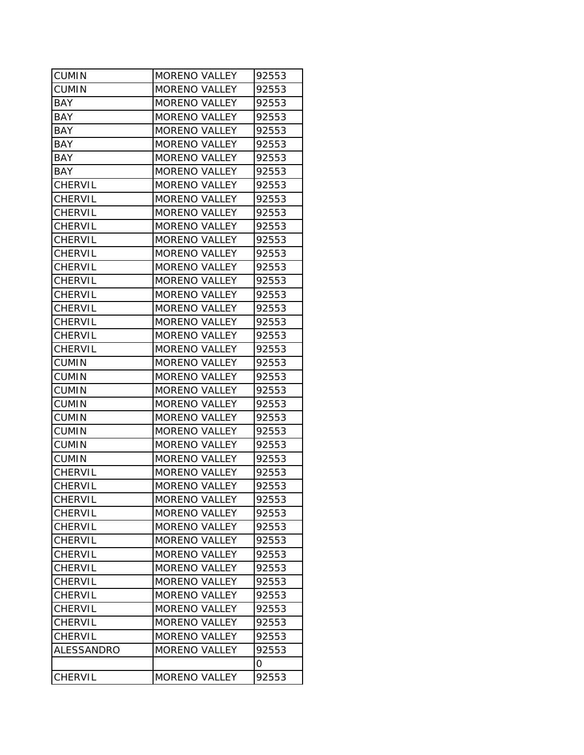| CUMIN | MORENO VALLEY | 92553 |
|---|---|---|
| CUMIN | MORENO VALLEY | 92553 |
| BAY | MORENO VALLEY | 92553 |
| BAY | MORENO VALLEY | 92553 |
| BAY | MORENO VALLEY | 92553 |
| BAY | MORENO VALLEY | 92553 |
| BAY | MORENO VALLEY | 92553 |
| BAY | MORENO VALLEY | 92553 |
| CHERVIL | MORENO VALLEY | 92553 |
| CHERVIL | MORENO VALLEY | 92553 |
| CHERVIL | MORENO VALLEY | 92553 |
| CHERVIL | MORENO VALLEY | 92553 |
| CHERVIL | MORENO VALLEY | 92553 |
| CHERVIL | MORENO VALLEY | 92553 |
| CHERVIL | MORENO VALLEY | 92553 |
| CHERVIL | MORENO VALLEY | 92553 |
| CHERVIL | MORENO VALLEY | 92553 |
| CHERVIL | MORENO VALLEY | 92553 |
| CHERVIL | MORENO VALLEY | 92553 |
| CHERVIL | MORENO VALLEY | 92553 |
| CHERVIL | MORENO VALLEY | 92553 |
| CUMIN | MORENO VALLEY | 92553 |
| CUMIN | MORENO VALLEY | 92553 |
| CUMIN | MORENO VALLEY | 92553 |
| CUMIN | MORENO VALLEY | 92553 |
| CUMIN | MORENO VALLEY | 92553 |
| CUMIN | MORENO VALLEY | 92553 |
| CUMIN | MORENO VALLEY | 92553 |
| CUMIN | MORENO VALLEY | 92553 |
| CHERVIL | MORENO VALLEY | 92553 |
| CHERVIL | MORENO VALLEY | 92553 |
| CHERVIL | MORENO VALLEY | 92553 |
| CHERVIL | MORENO VALLEY | 92553 |
| CHERVIL | MORENO VALLEY | 92553 |
| CHERVIL | MORENO VALLEY | 92553 |
| CHERVIL | MORENO VALLEY | 92553 |
| CHERVIL | MORENO VALLEY | 92553 |
| CHERVIL | MORENO VALLEY | 92553 |
| CHERVIL | MORENO VALLEY | 92553 |
| CHERVIL | MORENO VALLEY | 92553 |
| CHERVIL | MORENO VALLEY | 92553 |
| CHERVIL | MORENO VALLEY | 92553 |
| ALESSANDRO | MORENO VALLEY | 92553 |
| | | 0 |
| CHERVIL | MORENO VALLEY | 92553 |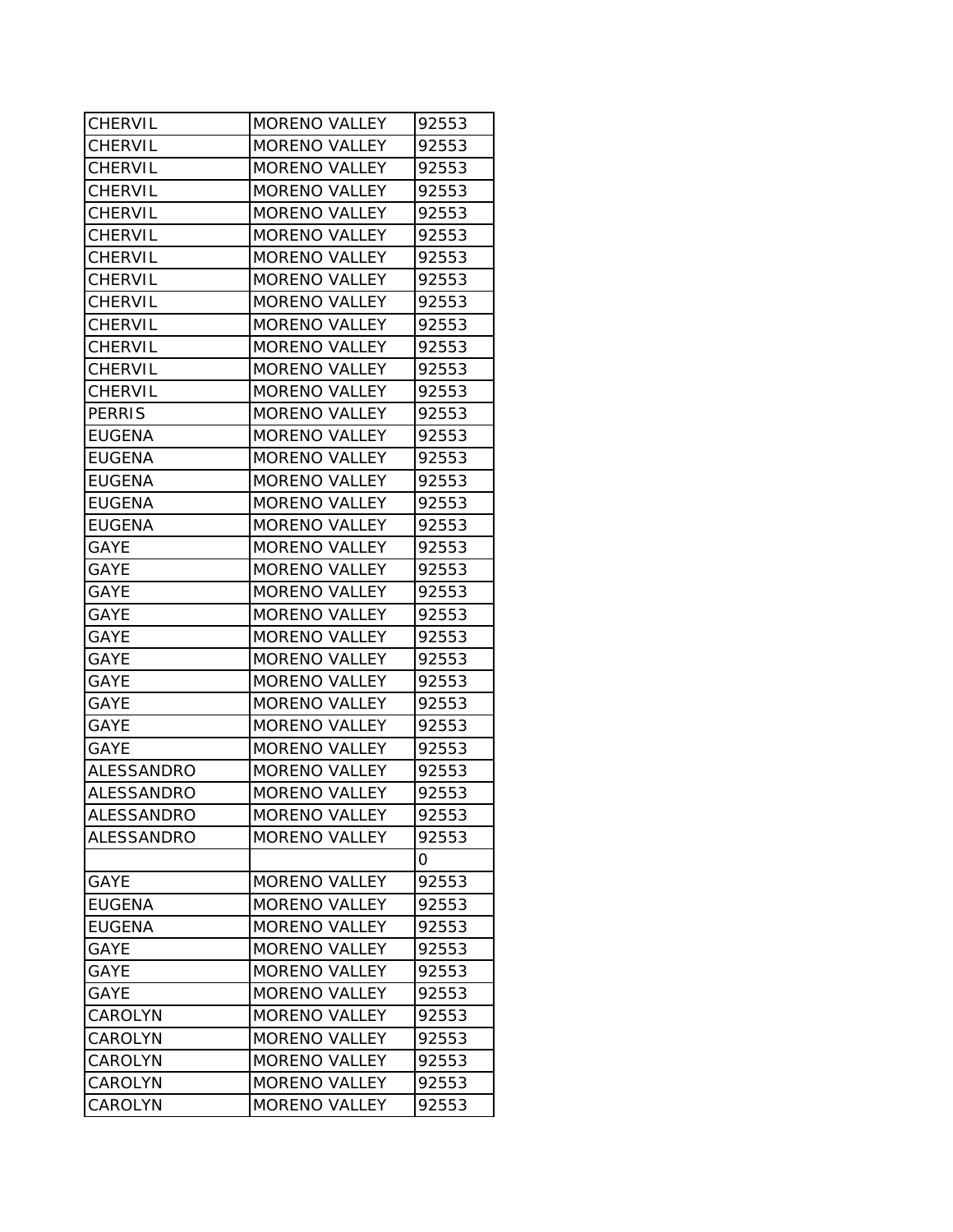| | | |
|---|---|---|
| CHERVIL | MORENO VALLEY | 92553 |
| CHERVIL | MORENO VALLEY | 92553 |
| CHERVIL | MORENO VALLEY | 92553 |
| CHERVIL | MORENO VALLEY | 92553 |
| CHERVIL | MORENO VALLEY | 92553 |
| CHERVIL | MORENO VALLEY | 92553 |
| CHERVIL | MORENO VALLEY | 92553 |
| CHERVIL | MORENO VALLEY | 92553 |
| CHERVIL | MORENO VALLEY | 92553 |
| CHERVIL | MORENO VALLEY | 92553 |
| CHERVIL | MORENO VALLEY | 92553 |
| CHERVIL | MORENO VALLEY | 92553 |
| CHERVIL | MORENO VALLEY | 92553 |
| PERRIS | MORENO VALLEY | 92553 |
| EUGENA | MORENO VALLEY | 92553 |
| EUGENA | MORENO VALLEY | 92553 |
| EUGENA | MORENO VALLEY | 92553 |
| EUGENA | MORENO VALLEY | 92553 |
| EUGENA | MORENO VALLEY | 92553 |
| GAYE | MORENO VALLEY | 92553 |
| GAYE | MORENO VALLEY | 92553 |
| GAYE | MORENO VALLEY | 92553 |
| GAYE | MORENO VALLEY | 92553 |
| GAYE | MORENO VALLEY | 92553 |
| GAYE | MORENO VALLEY | 92553 |
| GAYE | MORENO VALLEY | 92553 |
| GAYE | MORENO VALLEY | 92553 |
| GAYE | MORENO VALLEY | 92553 |
| GAYE | MORENO VALLEY | 92553 |
| ALESSANDRO | MORENO VALLEY | 92553 |
| ALESSANDRO | MORENO VALLEY | 92553 |
| ALESSANDRO | MORENO VALLEY | 92553 |
| ALESSANDRO | MORENO VALLEY | 92553 |
| | | 0 |
| GAYE | MORENO VALLEY | 92553 |
| EUGENA | MORENO VALLEY | 92553 |
| EUGENA | MORENO VALLEY | 92553 |
| GAYE | MORENO VALLEY | 92553 |
| GAYE | MORENO VALLEY | 92553 |
| GAYE | MORENO VALLEY | 92553 |
| CAROLYN | MORENO VALLEY | 92553 |
| CAROLYN | MORENO VALLEY | 92553 |
| CAROLYN | MORENO VALLEY | 92553 |
| CAROLYN | MORENO VALLEY | 92553 |
| CAROLYN | MORENO VALLEY | 92553 |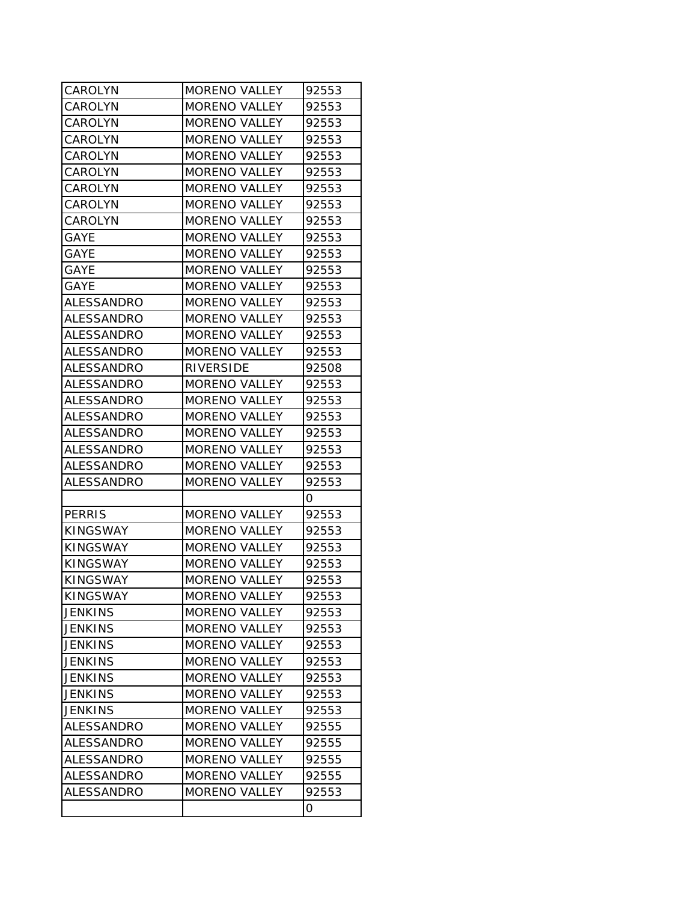| | | |
|---|---|---|
| CAROLYN | MORENO VALLEY | 92553 |
| CAROLYN | MORENO VALLEY | 92553 |
| CAROLYN | MORENO VALLEY | 92553 |
| CAROLYN | MORENO VALLEY | 92553 |
| CAROLYN | MORENO VALLEY | 92553 |
| CAROLYN | MORENO VALLEY | 92553 |
| CAROLYN | MORENO VALLEY | 92553 |
| CAROLYN | MORENO VALLEY | 92553 |
| CAROLYN | MORENO VALLEY | 92553 |
| GAYE | MORENO VALLEY | 92553 |
| GAYE | MORENO VALLEY | 92553 |
| GAYE | MORENO VALLEY | 92553 |
| GAYE | MORENO VALLEY | 92553 |
| ALESSANDRO | MORENO VALLEY | 92553 |
| ALESSANDRO | MORENO VALLEY | 92553 |
| ALESSANDRO | MORENO VALLEY | 92553 |
| ALESSANDRO | MORENO VALLEY | 92553 |
| ALESSANDRO | RIVERSIDE | 92508 |
| ALESSANDRO | MORENO VALLEY | 92553 |
| ALESSANDRO | MORENO VALLEY | 92553 |
| ALESSANDRO | MORENO VALLEY | 92553 |
| ALESSANDRO | MORENO VALLEY | 92553 |
| ALESSANDRO | MORENO VALLEY | 92553 |
| ALESSANDRO | MORENO VALLEY | 92553 |
| ALESSANDRO | MORENO VALLEY | 92553 |
| | | 0 |
| PERRIS | MORENO VALLEY | 92553 |
| KINGSWAY | MORENO VALLEY | 92553 |
| KINGSWAY | MORENO VALLEY | 92553 |
| KINGSWAY | MORENO VALLEY | 92553 |
| KINGSWAY | MORENO VALLEY | 92553 |
| KINGSWAY | MORENO VALLEY | 92553 |
| JENKINS | MORENO VALLEY | 92553 |
| JENKINS | MORENO VALLEY | 92553 |
| JENKINS | MORENO VALLEY | 92553 |
| JENKINS | MORENO VALLEY | 92553 |
| JENKINS | MORENO VALLEY | 92553 |
| JENKINS | MORENO VALLEY | 92553 |
| JENKINS | MORENO VALLEY | 92553 |
| ALESSANDRO | MORENO VALLEY | 92555 |
| ALESSANDRO | MORENO VALLEY | 92555 |
| ALESSANDRO | MORENO VALLEY | 92555 |
| ALESSANDRO | MORENO VALLEY | 92555 |
| ALESSANDRO | MORENO VALLEY | 92553 |
| | | 0 |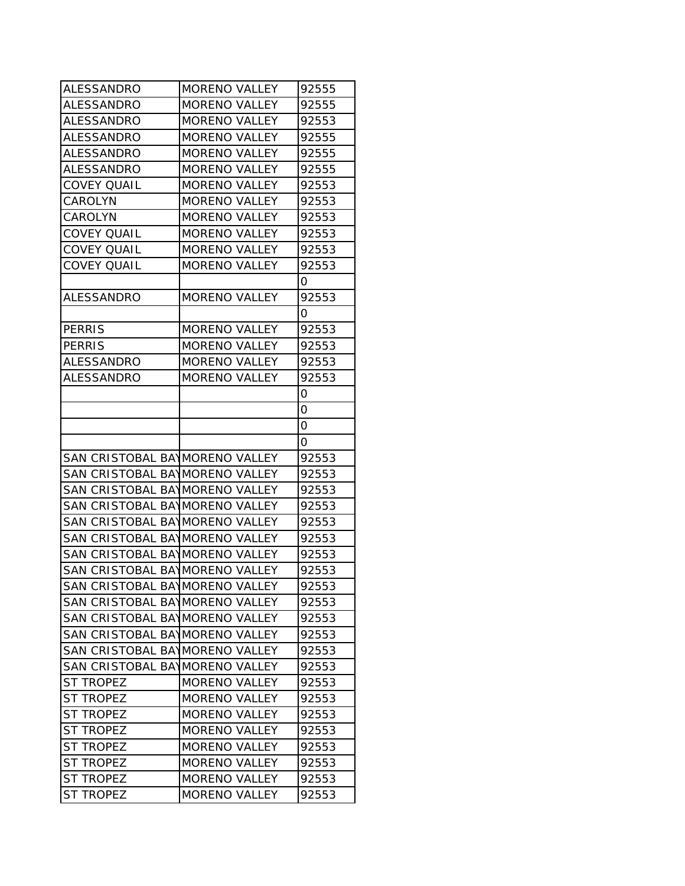| | | |
|---|---|---|
| ALESSANDRO | MORENO VALLEY | 92555 |
| ALESSANDRO | MORENO VALLEY | 92555 |
| ALESSANDRO | MORENO VALLEY | 92553 |
| ALESSANDRO | MORENO VALLEY | 92555 |
| ALESSANDRO | MORENO VALLEY | 92555 |
| ALESSANDRO | MORENO VALLEY | 92555 |
| COVEY QUAIL | MORENO VALLEY | 92553 |
| CAROLYN | MORENO VALLEY | 92553 |
| CAROLYN | MORENO VALLEY | 92553 |
| COVEY QUAIL | MORENO VALLEY | 92553 |
| COVEY QUAIL | MORENO VALLEY | 92553 |
| COVEY QUAIL | MORENO VALLEY | 92553 |
| | | 0 |
| ALESSANDRO | MORENO VALLEY | 92553 |
| | | 0 |
| PERRIS | MORENO VALLEY | 92553 |
| PERRIS | MORENO VALLEY | 92553 |
| ALESSANDRO | MORENO VALLEY | 92553 |
| ALESSANDRO | MORENO VALLEY | 92553 |
| | | 0 |
| | | 0 |
| | | 0 |
| | | 0 |
| SAN CRISTOBAL BAY | MORENO VALLEY | 92553 |
| SAN CRISTOBAL BAY | MORENO VALLEY | 92553 |
| SAN CRISTOBAL BAY | MORENO VALLEY | 92553 |
| SAN CRISTOBAL BAY | MORENO VALLEY | 92553 |
| SAN CRISTOBAL BAY | MORENO VALLEY | 92553 |
| SAN CRISTOBAL BAY | MORENO VALLEY | 92553 |
| SAN CRISTOBAL BAY | MORENO VALLEY | 92553 |
| SAN CRISTOBAL BAY | MORENO VALLEY | 92553 |
| SAN CRISTOBAL BAY | MORENO VALLEY | 92553 |
| SAN CRISTOBAL BAY | MORENO VALLEY | 92553 |
| SAN CRISTOBAL BAY | MORENO VALLEY | 92553 |
| SAN CRISTOBAL BAY | MORENO VALLEY | 92553 |
| SAN CRISTOBAL BAY | MORENO VALLEY | 92553 |
| SAN CRISTOBAL BAY | MORENO VALLEY | 92553 |
| ST TROPEZ | MORENO VALLEY | 92553 |
| ST TROPEZ | MORENO VALLEY | 92553 |
| ST TROPEZ | MORENO VALLEY | 92553 |
| ST TROPEZ | MORENO VALLEY | 92553 |
| ST TROPEZ | MORENO VALLEY | 92553 |
| ST TROPEZ | MORENO VALLEY | 92553 |
| ST TROPEZ | MORENO VALLEY | 92553 |
| ST TROPEZ | MORENO VALLEY | 92553 |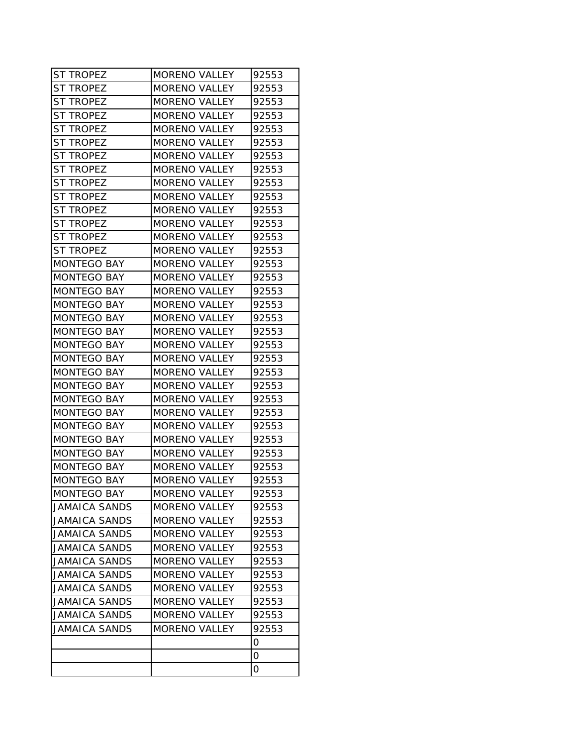| ST TROPEZ | MORENO VALLEY | 92553 |
|---|---|---|
| ST TROPEZ | MORENO VALLEY | 92553 |
| ST TROPEZ | MORENO VALLEY | 92553 |
| ST TROPEZ | MORENO VALLEY | 92553 |
| ST TROPEZ | MORENO VALLEY | 92553 |
| ST TROPEZ | MORENO VALLEY | 92553 |
| ST TROPEZ | MORENO VALLEY | 92553 |
| ST TROPEZ | MORENO VALLEY | 92553 |
| ST TROPEZ | MORENO VALLEY | 92553 |
| ST TROPEZ | MORENO VALLEY | 92553 |
| ST TROPEZ | MORENO VALLEY | 92553 |
| ST TROPEZ | MORENO VALLEY | 92553 |
| ST TROPEZ | MORENO VALLEY | 92553 |
| ST TROPEZ | MORENO VALLEY | 92553 |
| MONTEGO BAY | MORENO VALLEY | 92553 |
| MONTEGO BAY | MORENO VALLEY | 92553 |
| MONTEGO BAY | MORENO VALLEY | 92553 |
| MONTEGO BAY | MORENO VALLEY | 92553 |
| MONTEGO BAY | MORENO VALLEY | 92553 |
| MONTEGO BAY | MORENO VALLEY | 92553 |
| MONTEGO BAY | MORENO VALLEY | 92553 |
| MONTEGO BAY | MORENO VALLEY | 92553 |
| MONTEGO BAY | MORENO VALLEY | 92553 |
| MONTEGO BAY | MORENO VALLEY | 92553 |
| MONTEGO BAY | MORENO VALLEY | 92553 |
| MONTEGO BAY | MORENO VALLEY | 92553 |
| MONTEGO BAY | MORENO VALLEY | 92553 |
| MONTEGO BAY | MORENO VALLEY | 92553 |
| MONTEGO BAY | MORENO VALLEY | 92553 |
| MONTEGO BAY | MORENO VALLEY | 92553 |
| MONTEGO BAY | MORENO VALLEY | 92553 |
| MONTEGO BAY | MORENO VALLEY | 92553 |
| JAMAICA SANDS | MORENO VALLEY | 92553 |
| JAMAICA SANDS | MORENO VALLEY | 92553 |
| JAMAICA SANDS | MORENO VALLEY | 92553 |
| JAMAICA SANDS | MORENO VALLEY | 92553 |
| JAMAICA SANDS | MORENO VALLEY | 92553 |
| JAMAICA SANDS | MORENO VALLEY | 92553 |
| JAMAICA SANDS | MORENO VALLEY | 92553 |
| JAMAICA SANDS | MORENO VALLEY | 92553 |
| JAMAICA SANDS | MORENO VALLEY | 92553 |
| JAMAICA SANDS | MORENO VALLEY | 92553 |
| | | 0 |
| | | 0 |
| | | 0 |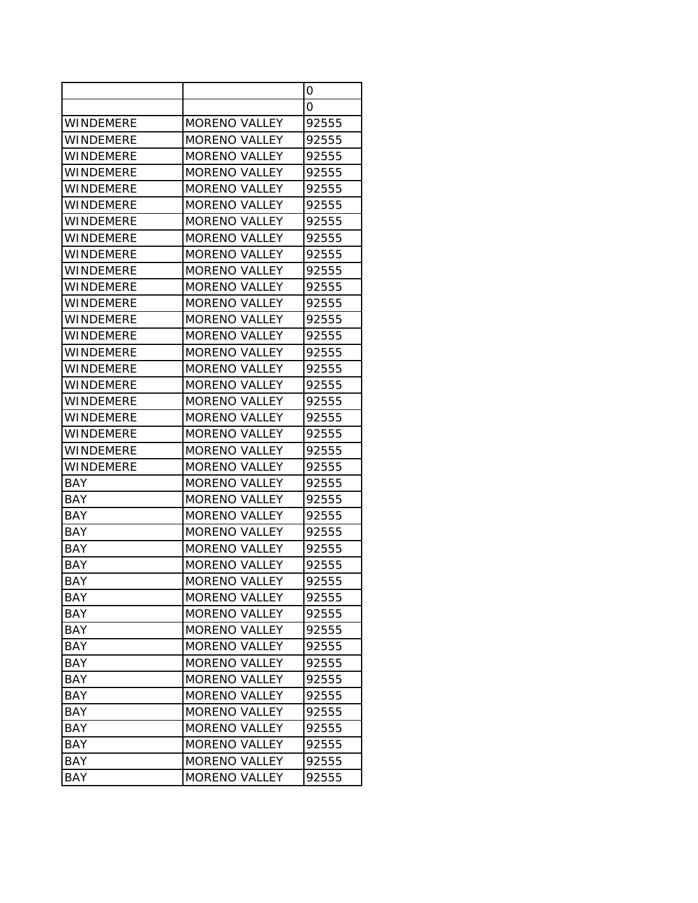| | | |
|---|---|---|
| | | 0 |
| | | 0 |
| WINDEMERE | MORENO VALLEY | 92555 |
| WINDEMERE | MORENO VALLEY | 92555 |
| WINDEMERE | MORENO VALLEY | 92555 |
| WINDEMERE | MORENO VALLEY | 92555 |
| WINDEMERE | MORENO VALLEY | 92555 |
| WINDEMERE | MORENO VALLEY | 92555 |
| WINDEMERE | MORENO VALLEY | 92555 |
| WINDEMERE | MORENO VALLEY | 92555 |
| WINDEMERE | MORENO VALLEY | 92555 |
| WINDEMERE | MORENO VALLEY | 92555 |
| WINDEMERE | MORENO VALLEY | 92555 |
| WINDEMERE | MORENO VALLEY | 92555 |
| WINDEMERE | MORENO VALLEY | 92555 |
| WINDEMERE | MORENO VALLEY | 92555 |
| WINDEMERE | MORENO VALLEY | 92555 |
| WINDEMERE | MORENO VALLEY | 92555 |
| WINDEMERE | MORENO VALLEY | 92555 |
| WINDEMERE | MORENO VALLEY | 92555 |
| WINDEMERE | MORENO VALLEY | 92555 |
| WINDEMERE | MORENO VALLEY | 92555 |
| WINDEMERE | MORENO VALLEY | 92555 |
| WINDEMERE | MORENO VALLEY | 92555 |
| BAY | MORENO VALLEY | 92555 |
| BAY | MORENO VALLEY | 92555 |
| BAY | MORENO VALLEY | 92555 |
| BAY | MORENO VALLEY | 92555 |
| BAY | MORENO VALLEY | 92555 |
| BAY | MORENO VALLEY | 92555 |
| BAY | MORENO VALLEY | 92555 |
| BAY | MORENO VALLEY | 92555 |
| BAY | MORENO VALLEY | 92555 |
| BAY | MORENO VALLEY | 92555 |
| BAY | MORENO VALLEY | 92555 |
| BAY | MORENO VALLEY | 92555 |
| BAY | MORENO VALLEY | 92555 |
| BAY | MORENO VALLEY | 92555 |
| BAY | MORENO VALLEY | 92555 |
| BAY | MORENO VALLEY | 92555 |
| BAY | MORENO VALLEY | 92555 |
| BAY | MORENO VALLEY | 92555 |
| BAY | MORENO VALLEY | 92555 |